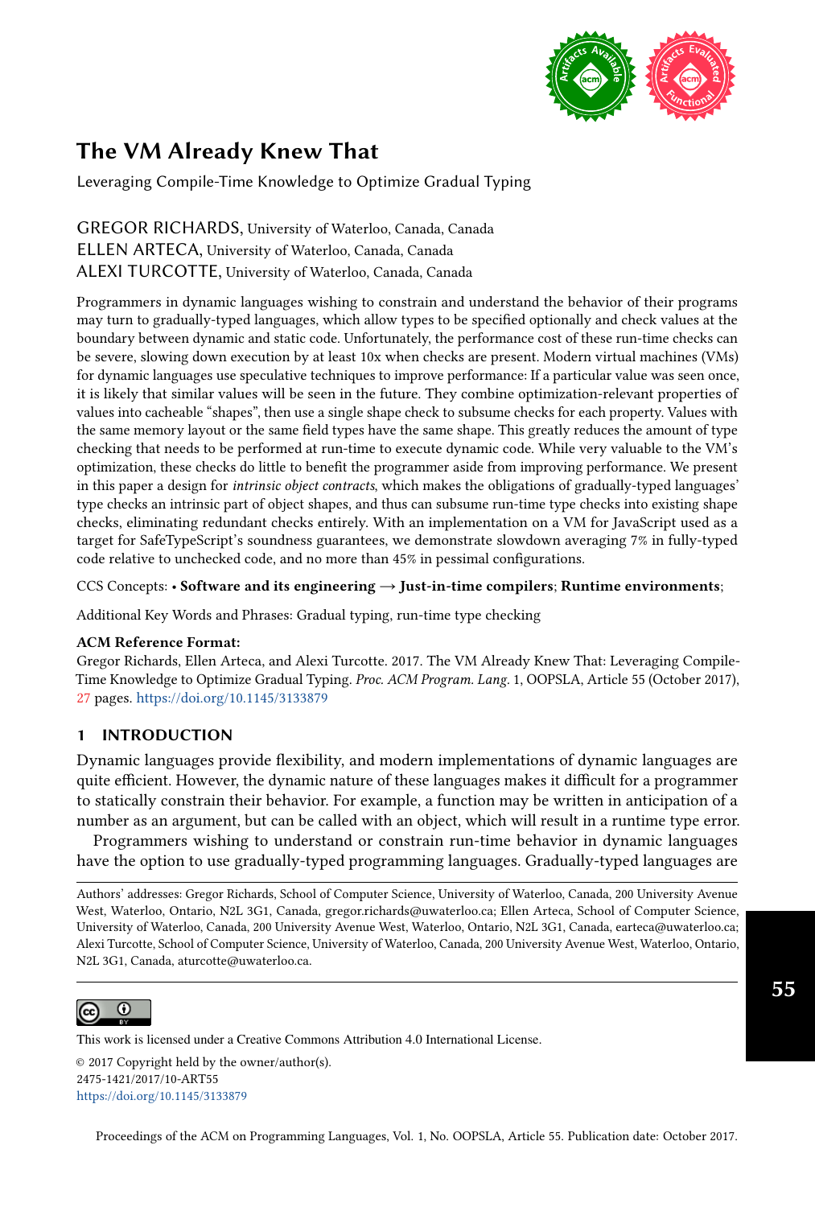# The VM Already Knew That

Leveraging Compile-Time Knowledge to Optimize Gradual Typing

GREGOR RICHARDS, University of Waterloo, Canada, Canada
ELLEN ARTECA, University of Waterloo, Canada, Canada
ALEXI TURCOTTE, University of Waterloo, Canada, Canada

Programmers in dynamic languages wishing to constrain and understand the behavior of their programs may turn to gradually-typed languages, which allow types to be specified optionally and check values at the boundary between dynamic and static code. Unfortunately, the performance cost of these run-time checks can be severe, slowing down execution by at least 10x when checks are present. Modern virtual machines (VMs) for dynamic languages use speculative techniques to improve performance: If a particular value was seen once, it is likely that similar values will be seen in the future. They combine optimization-relevant properties of values into cacheable "shapes", then use a single shape check to subsume checks for each property. Values with the same memory layout or the same field types have the same shape. This greatly reduces the amount of type checking that needs to be performed at run-time to execute dynamic code. While very valuable to the VM's optimization, these checks do little to benefit the programmer aside from improving performance. We present in this paper a design for *intrinsic object contracts*, which makes the obligations of gradually-typed languages' type checks an intrinsic part of object shapes, and thus can subsume run-time type checks into existing shape checks, eliminating redundant checks entirely. With an implementation on a VM for JavaScript used as a target for SafeTypeScript's soundness guarantees, we demonstrate slowdown averaging 7% in fully-typed code relative to unchecked code, and no more than 45% in pessimal configurations.

CCS Concepts: • **Software and its engineering → Just-in-time compilers**; **Runtime environments**;

Additional Key Words and Phrases: Gradual typing, run-time type checking

**ACM Reference Format:**
Gregor Richards, Ellen Arteca, and Alexi Turcotte. 2017. The VM Already Knew That: Leveraging Compile-Time Knowledge to Optimize Gradual Typing. *Proc. ACM Program. Lang.* 1, OOPSLA, Article 55 (October 2017), 27 pages. https://doi.org/10.1145/3133879

## 1 INTRODUCTION

Dynamic languages provide flexibility, and modern implementations of dynamic languages are quite efficient. However, the dynamic nature of these languages makes it difficult for a programmer to statically constrain their behavior. For example, a function may be written in anticipation of a number as an argument, but can be called with an object, which will result in a runtime type error.

Programmers wishing to understand or constrain run-time behavior in dynamic languages have the option to use gradually-typed programming languages. Gradually-typed languages are

Authors' addresses: Gregor Richards, School of Computer Science, University of Waterloo, Canada, 200 University Avenue West, Waterloo, Ontario, N2L 3G1, Canada, gregor.richards@uwaterloo.ca; Ellen Arteca, School of Computer Science, University of Waterloo, Canada, 200 University Avenue West, Waterloo, Ontario, N2L 3G1, Canada, earteca@uwaterloo.ca; Alexi Turcotte, School of Computer Science, University of Waterloo, Canada, 200 University Avenue West, Waterloo, Ontario, N2L 3G1, Canada, aturcotte@uwaterloo.ca.

This work is licensed under a Creative Commons Attribution 4.0 International License.

© 2017 Copyright held by the owner/author(s).
2475-1421/2017/10-ART55
https://doi.org/10.1145/3133879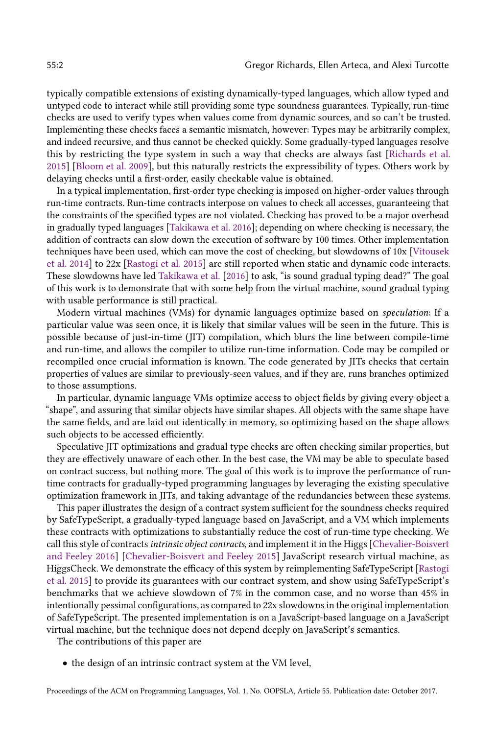typically compatible extensions of existing dynamically-typed languages, which allow typed and untyped code to interact while still providing some type soundness guarantees. Typically, run-time checks are used to verify types when values come from dynamic sources, and so can't be trusted. Implementing these checks faces a semantic mismatch, however: Types may be arbitrarily complex, and indeed recursive, and thus cannot be checked quickly. Some gradually-typed languages resolve this by restricting the type system in such a way that checks are always fast [Richards et al. 2015] [Bloom et al. 2009], but this naturally restricts the expressibility of types. Others work by delaying checks until a first-order, easily checkable value is obtained.

In a typical implementation, first-order type checking is imposed on higher-order values through run-time contracts. Run-time contracts interpose on values to check all accesses, guaranteeing that the constraints of the specified types are not violated. Checking has proved to be a major overhead in gradually typed languages [Takikawa et al. 2016]; depending on where checking is necessary, the addition of contracts can slow down the execution of software by 100 times. Other implementation techniques have been used, which can move the cost of checking, but slowdowns of 10x [Vitousek et al. 2014] to 22x [Rastogi et al. 2015] are still reported when static and dynamic code interacts. These slowdowns have led Takikawa et al. [2016] to ask, "is sound gradual typing dead?" The goal of this work is to demonstrate that with some help from the virtual machine, sound gradual typing with usable performance is still practical.

Modern virtual machines (VMs) for dynamic languages optimize based on *speculation*: If a particular value was seen once, it is likely that similar values will be seen in the future. This is possible because of just-in-time (JIT) compilation, which blurs the line between compile-time and run-time, and allows the compiler to utilize run-time information. Code may be compiled or recompiled once crucial information is known. The code generated by JITs checks that certain properties of values are similar to previously-seen values, and if they are, runs branches optimized to those assumptions.

In particular, dynamic language VMs optimize access to object fields by giving every object a "shape", and assuring that similar objects have similar shapes. All objects with the same shape have the same fields, and are laid out identically in memory, so optimizing based on the shape allows such objects to be accessed efficiently.

Speculative JIT optimizations and gradual type checks are often checking similar properties, but they are effectively unaware of each other. In the best case, the VM may be able to speculate based on contract success, but nothing more. The goal of this work is to improve the performance of run-time contracts for gradually-typed programming languages by leveraging the existing speculative optimization framework in JITs, and taking advantage of the redundancies between these systems.

This paper illustrates the design of a contract system sufficient for the soundness checks required by SafeTypeScript, a gradually-typed language based on JavaScript, and a VM which implements these contracts with optimizations to substantially reduce the cost of run-time type checking. We call this style of contracts *intrinsic object contracts*, and implement it in the Higgs [Chevalier-Boisvert and Feeley 2016] [Chevalier-Boisvert and Feeley 2015] JavaScript research virtual machine, as HiggsCheck. We demonstrate the efficacy of this system by reimplementing SafeTypeScript [Rastogi et al. 2015] to provide its guarantees with our contract system, and show using SafeTypeScript's benchmarks that we achieve slowdown of 7% in the common case, and no worse than 45% in intentionally pessimal configurations, as compared to 22x slowdowns in the original implementation of SafeTypeScript. The presented implementation is on a JavaScript-based language on a JavaScript virtual machine, but the technique does not depend deeply on JavaScript's semantics.

The contributions of this paper are

- the design of an intrinsic contract system at the VM level,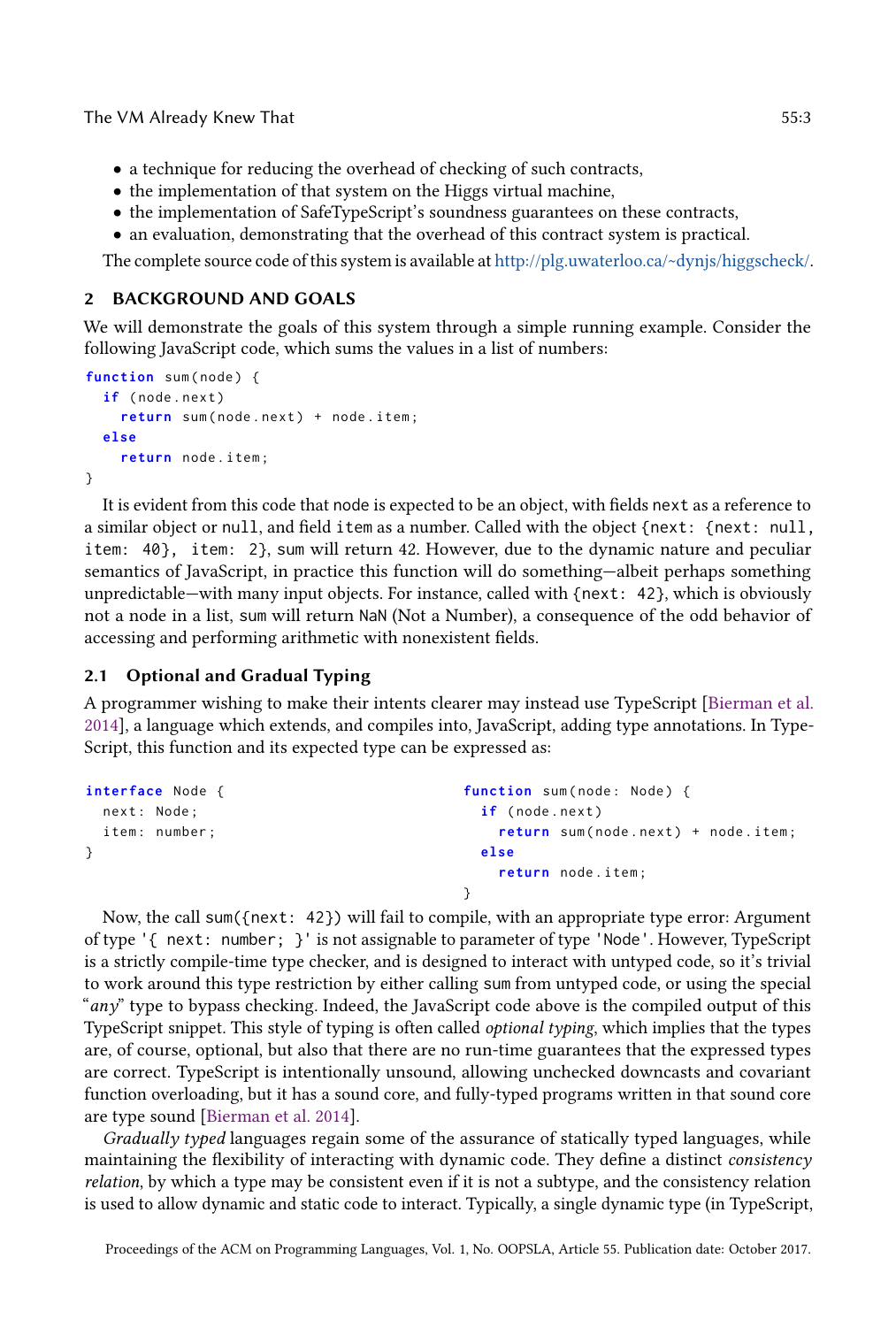- a technique for reducing the overhead of checking of such contracts,
- the implementation of that system on the Higgs virtual machine,
- the implementation of SafeTypeScript's soundness guarantees on these contracts,
- an evaluation, demonstrating that the overhead of this contract system is practical.

The complete source code of this system is available at http://plg.uwaterloo.ca/~dynjs/higgscheck/.

## 2 BACKGROUND AND GOALS

We will demonstrate the goals of this system through a simple running example. Consider the following JavaScript code, which sums the values in a list of numbers:

```
function sum(node) {
  if (node.next)
    return sum(node.next) + node.item;
  else
    return node.item;
}
```

It is evident from this code that `node` is expected to be an object, with fields `next` as a reference to a similar object or `null`, and field `item` as a number. Called with the object `{next: {next: null, item: 40}, item: 2}`, `sum` will return 42. However, due to the dynamic nature and peculiar semantics of JavaScript, in practice this function will do something—albeit perhaps something unpredictable—with many input objects. For instance, called with `{next: 42}`, which is obviously not a node in a list, `sum` will return `NaN` (Not a Number), a consequence of the odd behavior of accessing and performing arithmetic with nonexistent fields.

### 2.1 Optional and Gradual Typing

A programmer wishing to make their intents clearer may instead use TypeScript [Bierman et al. 2014], a language which extends, and compiles into, JavaScript, adding type annotations. In TypeScript, this function and its expected type can be expressed as:

```
interface Node {
  next: Node;
  item: number;
}
```

```
function sum(node: Node) {
  if (node.next)
    return sum(node.next) + node.item;
  else
    return node.item;
}
```

Now, the call `sum({next: 42})` will fail to compile, with an appropriate type error: Argument of type `'{ next: number; }'` is not assignable to parameter of type `'Node'`. However, TypeScript is a strictly compile-time type checker, and is designed to interact with untyped code, so it's trivial to work around this type restriction by either calling `sum` from untyped code, or using the special "*any*" type to bypass checking. Indeed, the JavaScript code above is the compiled output of this TypeScript snippet. This style of typing is often called *optional typing*, which implies that the types are, of course, optional, but also that there are no run-time guarantees that the expressed types are correct. TypeScript is intentionally unsound, allowing unchecked downcasts and covariant function overloading, but it has a sound core, and fully-typed programs written in that sound core are type sound [Bierman et al. 2014].

*Gradually typed* languages regain some of the assurance of statically typed languages, while maintaining the flexibility of interacting with dynamic code. They define a distinct *consistency relation*, by which a type may be consistent even if it is not a subtype, and the consistency relation is used to allow dynamic and static code to interact. Typically, a single dynamic type (in TypeScript,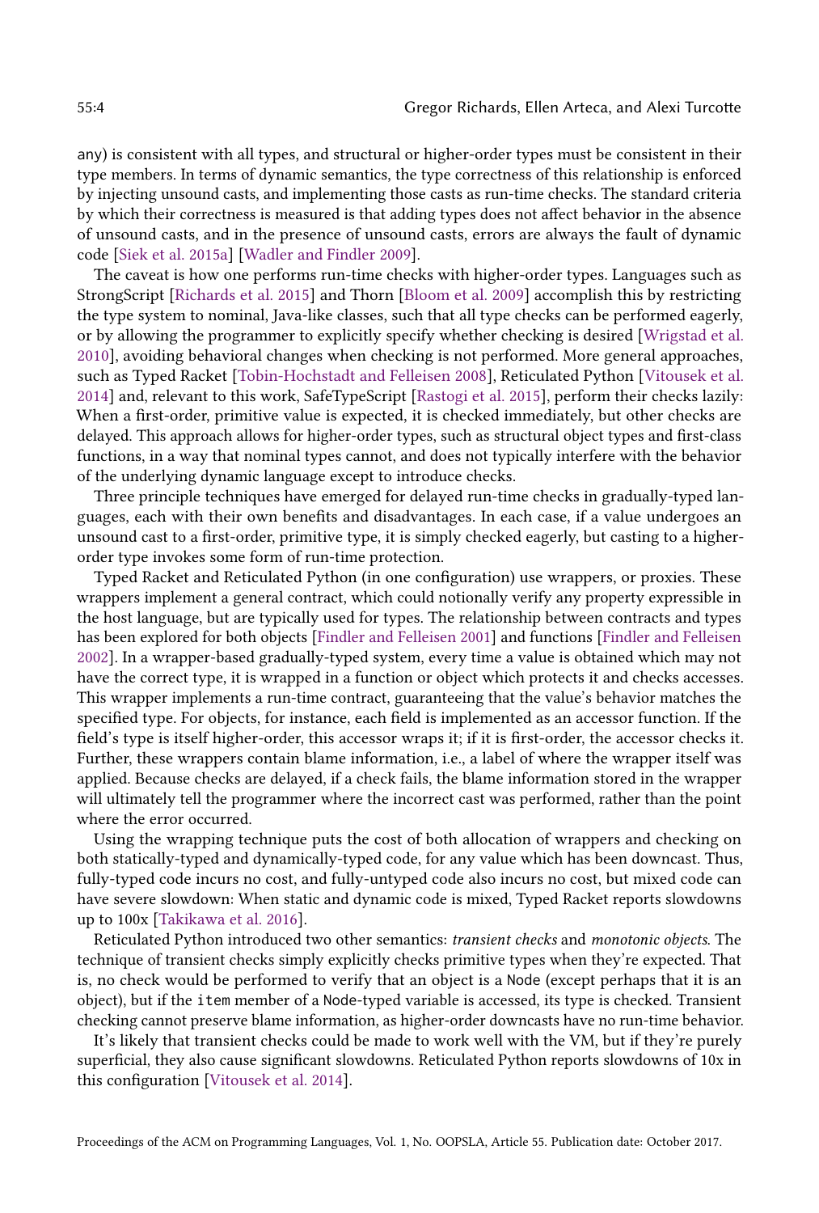any) is consistent with all types, and structural or higher-order types must be consistent in their type members. In terms of dynamic semantics, the type correctness of this relationship is enforced by injecting unsound casts, and implementing those casts as run-time checks. The standard criteria by which their correctness is measured is that adding types does not affect behavior in the absence of unsound casts, and in the presence of unsound casts, errors are always the fault of dynamic code [Siek et al. 2015a] [Wadler and Findler 2009].

The caveat is how one performs run-time checks with higher-order types. Languages such as StrongScript [Richards et al. 2015] and Thorn [Bloom et al. 2009] accomplish this by restricting the type system to nominal, Java-like classes, such that all type checks can be performed eagerly, or by allowing the programmer to explicitly specify whether checking is desired [Wrigstad et al. 2010], avoiding behavioral changes when checking is not performed. More general approaches, such as Typed Racket [Tobin-Hochstadt and Felleisen 2008], Reticulated Python [Vitousek et al. 2014] and, relevant to this work, SafeTypeScript [Rastogi et al. 2015], perform their checks lazily: When a first-order, primitive value is expected, it is checked immediately, but other checks are delayed. This approach allows for higher-order types, such as structural object types and first-class functions, in a way that nominal types cannot, and does not typically interfere with the behavior of the underlying dynamic language except to introduce checks.

Three principle techniques have emerged for delayed run-time checks in gradually-typed languages, each with their own benefits and disadvantages. In each case, if a value undergoes an unsound cast to a first-order, primitive type, it is simply checked eagerly, but casting to a higher-order type invokes some form of run-time protection.

Typed Racket and Reticulated Python (in one configuration) use wrappers, or proxies. These wrappers implement a general contract, which could notionally verify any property expressible in the host language, but are typically used for types. The relationship between contracts and types has been explored for both objects [Findler and Felleisen 2001] and functions [Findler and Felleisen 2002]. In a wrapper-based gradually-typed system, every time a value is obtained which may not have the correct type, it is wrapped in a function or object which protects it and checks accesses. This wrapper implements a run-time contract, guaranteeing that the value's behavior matches the specified type. For objects, for instance, each field is implemented as an accessor function. If the field's type is itself higher-order, this accessor wraps it; if it is first-order, the accessor checks it. Further, these wrappers contain blame information, i.e., a label of where the wrapper itself was applied. Because checks are delayed, if a check fails, the blame information stored in the wrapper will ultimately tell the programmer where the incorrect cast was performed, rather than the point where the error occurred.

Using the wrapping technique puts the cost of both allocation of wrappers and checking on both statically-typed and dynamically-typed code, for any value which has been downcast. Thus, fully-typed code incurs no cost, and fully-untyped code also incurs no cost, but mixed code can have severe slowdown: When static and dynamic code is mixed, Typed Racket reports slowdowns up to 100x [Takikawa et al. 2016].

Reticulated Python introduced two other semantics: *transient checks* and *monotonic objects*. The technique of transient checks simply explicitly checks primitive types when they're expected. That is, no check would be performed to verify that an object is a Node (except perhaps that it is an object), but if the item member of a Node-typed variable is accessed, its type is checked. Transient checking cannot preserve blame information, as higher-order downcasts have no run-time behavior.

It's likely that transient checks could be made to work well with the VM, but if they're purely superficial, they also cause significant slowdowns. Reticulated Python reports slowdowns of 10x in this configuration [Vitousek et al. 2014].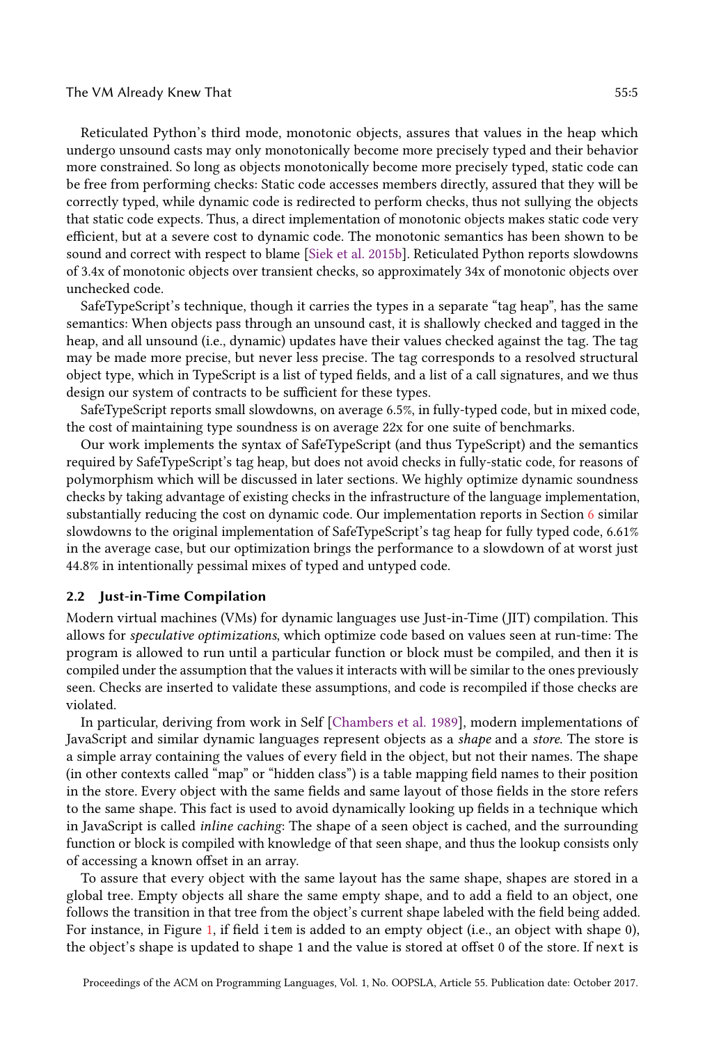Reticulated Python's third mode, monotonic objects, assures that values in the heap which undergo unsound casts may only monotonically become more precisely typed and their behavior more constrained. So long as objects monotonically become more precisely typed, static code can be free from performing checks: Static code accesses members directly, assured that they will be correctly typed, while dynamic code is redirected to perform checks, thus not sullying the objects that static code expects. Thus, a direct implementation of monotonic objects makes static code very efficient, but at a severe cost to dynamic code. The monotonic semantics has been shown to be sound and correct with respect to blame [Siek et al. 2015b]. Reticulated Python reports slowdowns of 3.4x of monotonic objects over transient checks, so approximately 34x of monotonic objects over unchecked code.

SafeTypeScript's technique, though it carries the types in a separate "tag heap", has the same semantics: When objects pass through an unsound cast, it is shallowly checked and tagged in the heap, and all unsound (i.e., dynamic) updates have their values checked against the tag. The tag may be made more precise, but never less precise. The tag corresponds to a resolved structural object type, which in TypeScript is a list of typed fields, and a list of a call signatures, and we thus design our system of contracts to be sufficient for these types.

SafeTypeScript reports small slowdowns, on average 6.5%, in fully-typed code, but in mixed code, the cost of maintaining type soundness is on average 22x for one suite of benchmarks.

Our work implements the syntax of SafeTypeScript (and thus TypeScript) and the semantics required by SafeTypeScript's tag heap, but does not avoid checks in fully-static code, for reasons of polymorphism which will be discussed in later sections. We highly optimize dynamic soundness checks by taking advantage of existing checks in the infrastructure of the language implementation, substantially reducing the cost on dynamic code. Our implementation reports in Section 6 similar slowdowns to the original implementation of SafeTypeScript's tag heap for fully typed code, 6.61% in the average case, but our optimization brings the performance to a slowdown of at worst just 44.8% in intentionally pessimal mixes of typed and untyped code.

### 2.2 Just-in-Time Compilation

Modern virtual machines (VMs) for dynamic languages use Just-in-Time (JIT) compilation. This allows for *speculative optimizations*, which optimize code based on values seen at run-time: The program is allowed to run until a particular function or block must be compiled, and then it is compiled under the assumption that the values it interacts with will be similar to the ones previously seen. Checks are inserted to validate these assumptions, and code is recompiled if those checks are violated.

In particular, deriving from work in Self [Chambers et al. 1989], modern implementations of JavaScript and similar dynamic languages represent objects as a *shape* and a *store*. The store is a simple array containing the values of every field in the object, but not their names. The shape (in other contexts called "map" or "hidden class") is a table mapping field names to their position in the store. Every object with the same fields and same layout of those fields in the store refers to the same shape. This fact is used to avoid dynamically looking up fields in a technique which in JavaScript is called *inline caching*: The shape of a seen object is cached, and the surrounding function or block is compiled with knowledge of that seen shape, and thus the lookup consists only of accessing a known offset in an array.

To assure that every object with the same layout has the same shape, shapes are stored in a global tree. Empty objects all share the same empty shape, and to add a field to an object, one follows the transition in that tree from the object's current shape labeled with the field being added. For instance, in Figure 1, if field `item` is added to an empty object (i.e., an object with shape 0), the object's shape is updated to shape 1 and the value is stored at offset 0 of the store. If `next` is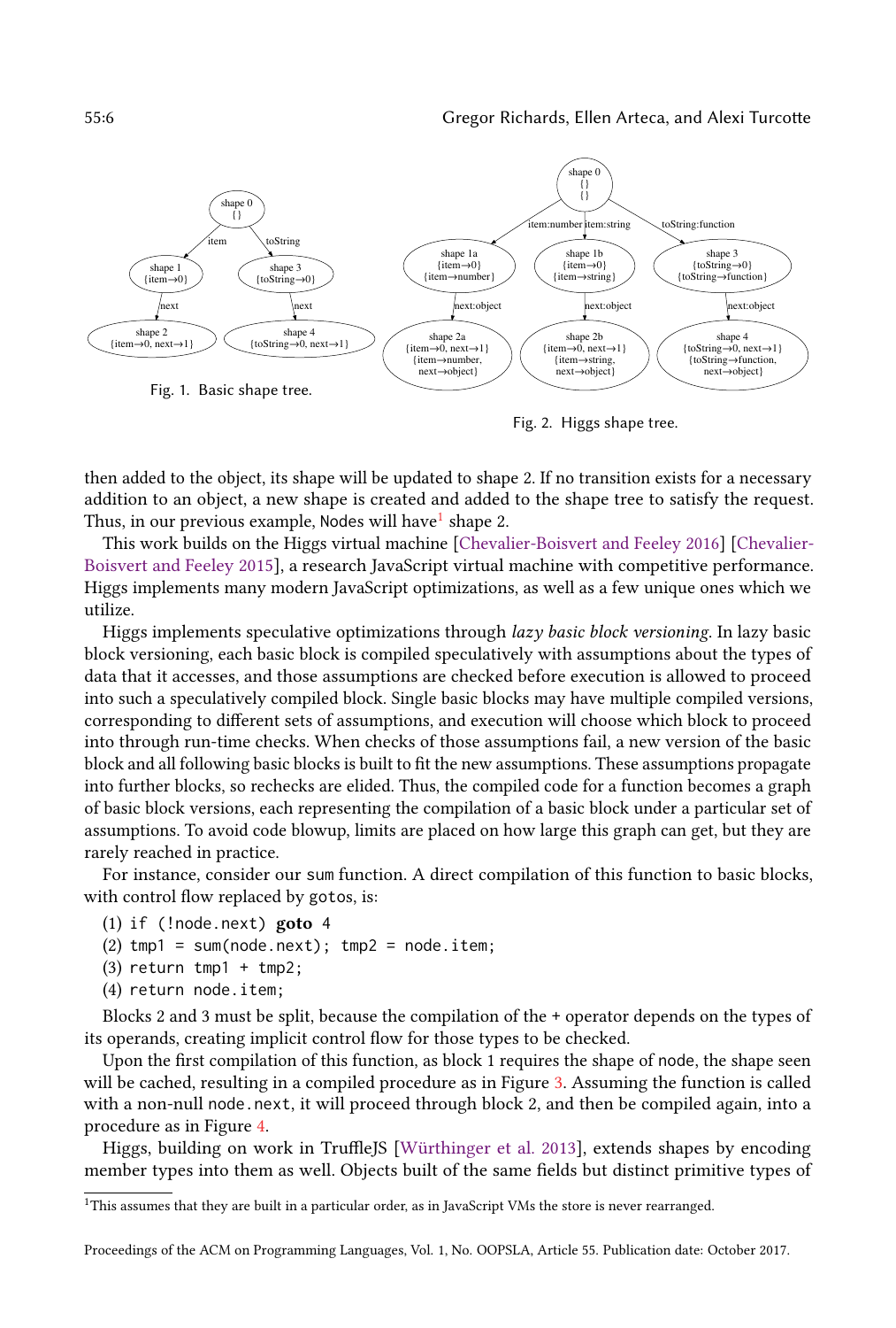Fig. 1. Basic shape tree.

Fig. 2. Higgs shape tree.

then added to the object, its shape will be updated to shape 2. If no transition exists for a necessary addition to an object, a new shape is created and added to the shape tree to satisfy the request. Thus, in our previous example, Nodes will have[1] shape 2.

This work builds on the Higgs virtual machine [Chevalier-Boisvert and Feeley 2016] [Chevalier-Boisvert and Feeley 2015], a research JavaScript virtual machine with competitive performance. Higgs implements many modern JavaScript optimizations, as well as a few unique ones which we utilize.

Higgs implements speculative optimizations through *lazy basic block versioning*. In lazy basic block versioning, each basic block is compiled speculatively with assumptions about the types of data that it accesses, and those assumptions are checked before execution is allowed to proceed into such a speculatively compiled block. Single basic blocks may have multiple compiled versions, corresponding to different sets of assumptions, and execution will choose which block to proceed into through run-time checks. When checks of those assumptions fail, a new version of the basic block and all following basic blocks is built to fit the new assumptions. These assumptions propagate into further blocks, so rechecks are elided. Thus, the compiled code for a function becomes a graph of basic block versions, each representing the compilation of a basic block under a particular set of assumptions. To avoid code blowup, limits are placed on how large this graph can get, but they are rarely reached in practice.

For instance, consider our sum function. A direct compilation of this function to basic blocks, with control flow replaced by gotos, is:

(1) `if (!node.next)` **goto** `4`
(2) `tmp1 = sum(node.next); tmp2 = node.item;`
(3) `return tmp1 + tmp2;`
(4) `return node.item;`

Blocks 2 and 3 must be split, because the compilation of the + operator depends on the types of its operands, creating implicit control flow for those types to be checked.

Upon the first compilation of this function, as block 1 requires the shape of node, the shape seen will be cached, resulting in a compiled procedure as in Figure 3. Assuming the function is called with a non-null node.next, it will proceed through block 2, and then be compiled again, into a procedure as in Figure 4.

Higgs, building on work in TruffleJS [Würthinger et al. 2013], extends shapes by encoding member types into them as well. Objects built of the same fields but distinct primitive types of

[1] This assumes that they are built in a particular order, as in JavaScript VMs the store is never rearranged.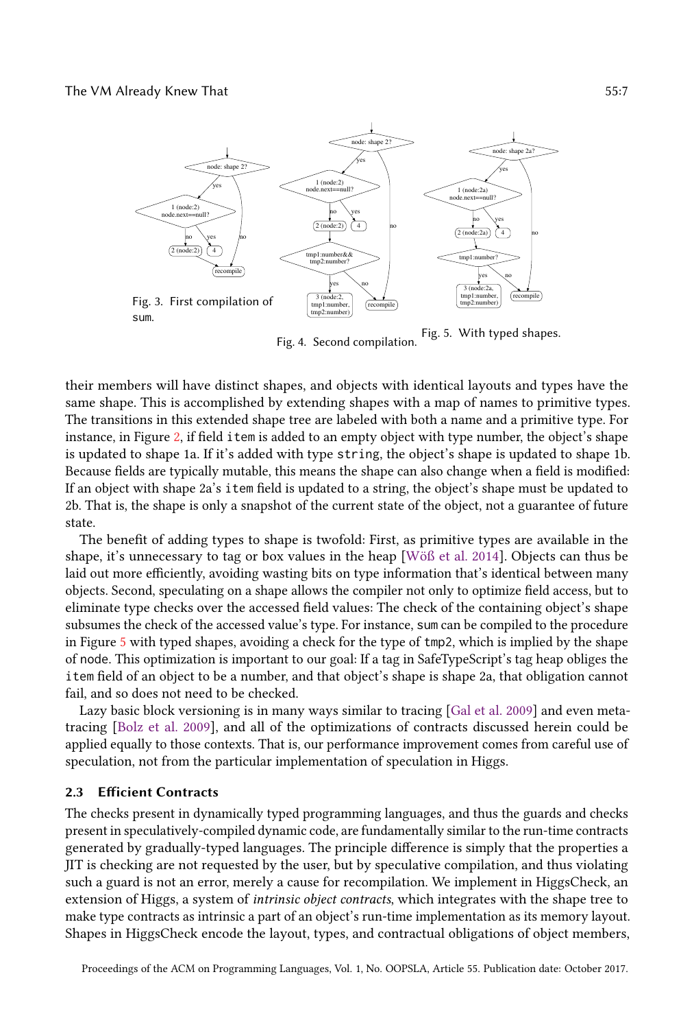Fig. 3. First compilation of sum.

Fig. 4. Second compilation.

Fig. 5. With typed shapes.

their members will have distinct shapes, and objects with identical layouts and types have the same shape. This is accomplished by extending shapes with a map of names to primitive types. The transitions in this extended shape tree are labeled with both a name and a primitive type. For instance, in Figure 2, if field `item` is added to an empty object with type number, the object's shape is updated to shape 1a. If it's added with type `string`, the object's shape is updated to shape 1b. Because fields are typically mutable, this means the shape can also change when a field is modified: If an object with shape 2a's `item` field is updated to a string, the object's shape must be updated to 2b. That is, the shape is only a snapshot of the current state of the object, not a guarantee of future state.

The benefit of adding types to shape is twofold: First, as primitive types are available in the shape, it's unnecessary to tag or box values in the heap [Wöß et al. 2014]. Objects can thus be laid out more efficiently, avoiding wasting bits on type information that's identical between many objects. Second, speculating on a shape allows the compiler not only to optimize field access, but to eliminate type checks over the accessed field values: The check of the containing object's shape subsumes the check of the accessed value's type. For instance, `sum` can be compiled to the procedure in Figure 5 with typed shapes, avoiding a check for the type of `tmp2`, which is implied by the shape of `node`. This optimization is important to our goal: If a tag in SafeTypeScript's tag heap obliges the `item` field of an object to be a number, and that object's shape is shape 2a, that obligation cannot fail, and so does not need to be checked.

Lazy basic block versioning is in many ways similar to tracing [Gal et al. 2009] and even meta-tracing [Bolz et al. 2009], and all of the optimizations of contracts discussed herein could be applied equally to those contexts. That is, our performance improvement comes from careful use of speculation, not from the particular implementation of speculation in Higgs.

### 2.3 Efficient Contracts

The checks present in dynamically typed programming languages, and thus the guards and checks present in speculatively-compiled dynamic code, are fundamentally similar to the run-time contracts generated by gradually-typed languages. The principle difference is simply that the properties a JIT is checking are not requested by the user, but by speculative compilation, and thus violating such a guard is not an error, merely a cause for recompilation. We implement in HiggsCheck, an extension of Higgs, a system of *intrinsic object contracts*, which integrates with the shape tree to make type contracts as intrinsic a part of an object's run-time implementation as its memory layout. Shapes in HiggsCheck encode the layout, types, and contractual obligations of object members,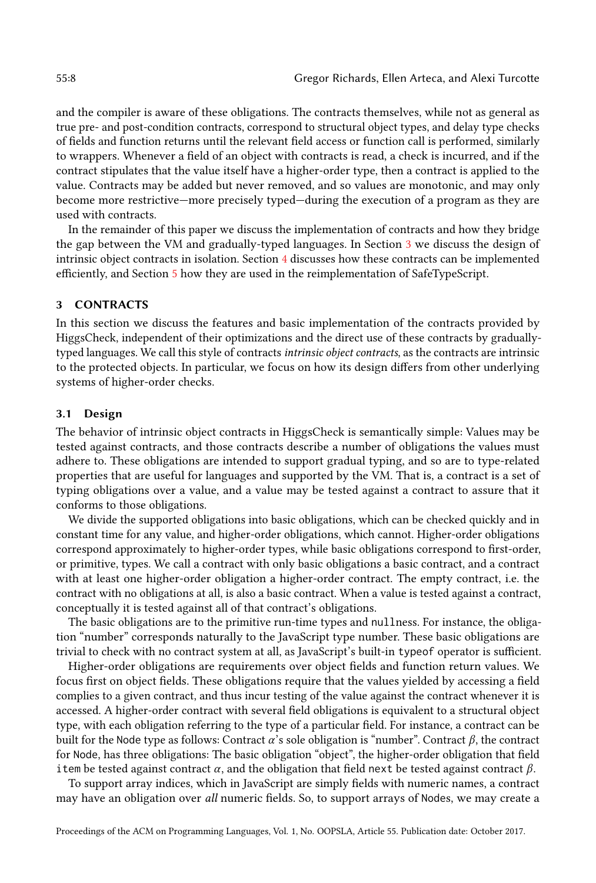and the compiler is aware of these obligations. The contracts themselves, while not as general as true pre- and post-condition contracts, correspond to structural object types, and delay type checks of fields and function returns until the relevant field access or function call is performed, similarly to wrappers. Whenever a field of an object with contracts is read, a check is incurred, and if the contract stipulates that the value itself have a higher-order type, then a contract is applied to the value. Contracts may be added but never removed, and so values are monotonic, and may only become more restrictive—more precisely typed—during the execution of a program as they are used with contracts.

In the remainder of this paper we discuss the implementation of contracts and how they bridge the gap between the VM and gradually-typed languages. In Section 3 we discuss the design of intrinsic object contracts in isolation. Section 4 discusses how these contracts can be implemented efficiently, and Section 5 how they are used in the reimplementation of SafeTypeScript.

## 3 CONTRACTS

In this section we discuss the features and basic implementation of the contracts provided by HiggsCheck, independent of their optimizations and the direct use of these contracts by gradually-typed languages. We call this style of contracts *intrinsic object contracts*, as the contracts are intrinsic to the protected objects. In particular, we focus on how its design differs from other underlying systems of higher-order checks.

### 3.1 Design

The behavior of intrinsic object contracts in HiggsCheck is semantically simple: Values may be tested against contracts, and those contracts describe a number of obligations the values must adhere to. These obligations are intended to support gradual typing, and so are to type-related properties that are useful for languages and supported by the VM. That is, a contract is a set of typing obligations over a value, and a value may be tested against a contract to assure that it conforms to those obligations.

We divide the supported obligations into basic obligations, which can be checked quickly and in constant time for any value, and higher-order obligations, which cannot. Higher-order obligations correspond approximately to higher-order types, while basic obligations correspond to first-order, or primitive, types. We call a contract with only basic obligations a basic contract, and a contract with at least one higher-order obligation a higher-order contract. The empty contract, i.e. the contract with no obligations at all, is also a basic contract. When a value is tested against a contract, conceptually it is tested against all of that contract's obligations.

The basic obligations are to the primitive run-time types and `null`ness. For instance, the obligation "number" corresponds naturally to the JavaScript type number. These basic obligations are trivial to check with no contract system at all, as JavaScript's built-in `typeof` operator is sufficient.

Higher-order obligations are requirements over object fields and function return values. We focus first on object fields. These obligations require that the values yielded by accessing a field complies to a given contract, and thus incur testing of the value against the contract whenever it is accessed. A higher-order contract with several field obligations is equivalent to a structural object type, with each obligation referring to the type of a particular field. For instance, a contract can be built for the `Node` type as follows: Contract $\alpha$'s sole obligation is "number". Contract $\beta$, the contract for `Node`, has three obligations: The basic obligation "object", the higher-order obligation that field `item` be tested against contract $\alpha$, and the obligation that field `next` be tested against contract $\beta$.

To support array indices, which in JavaScript are simply fields with numeric names, a contract may have an obligation over *all* numeric fields. So, to support arrays of `Node`s, we may create a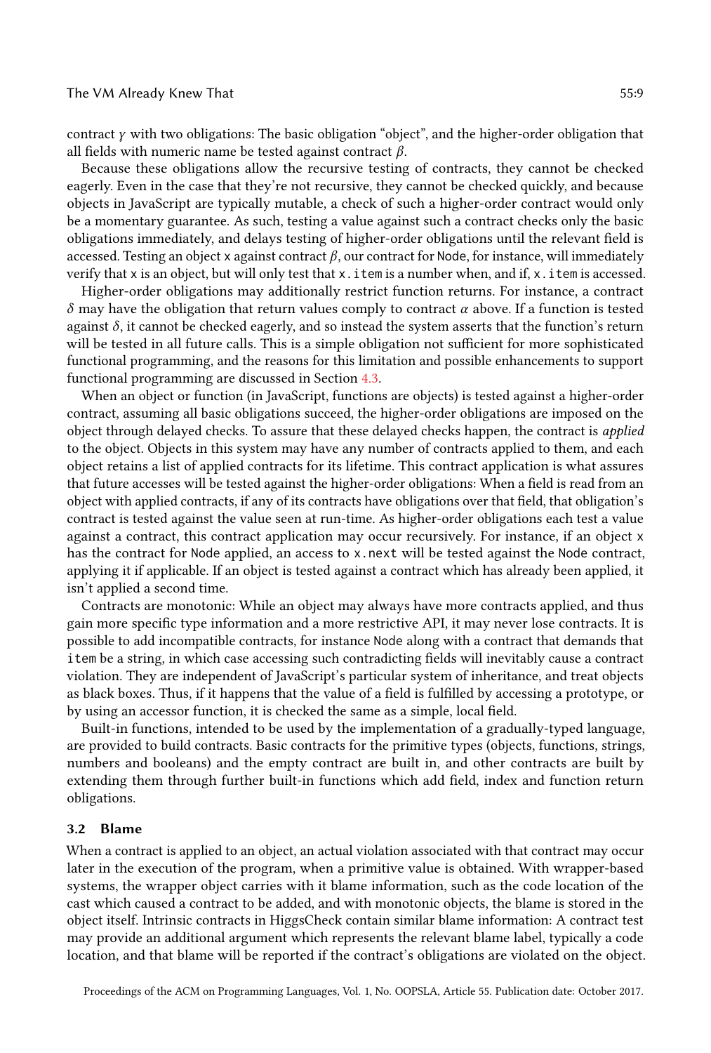contract $\gamma$ with two obligations: The basic obligation "object", and the higher-order obligation that all fields with numeric name be tested against contract $\beta$.

Because these obligations allow the recursive testing of contracts, they cannot be checked eagerly. Even in the case that they're not recursive, they cannot be checked quickly, and because objects in JavaScript are typically mutable, a check of such a higher-order contract would only be a momentary guarantee. As such, testing a value against such a contract checks only the basic obligations immediately, and delays testing of higher-order obligations until the relevant field is accessed. Testing an object `x` against contract $\beta$, our contract for `Node`, for instance, will immediately verify that `x` is an object, but will only test that `x.item` is a number when, and if, `x.item` is accessed.

Higher-order obligations may additionally restrict function returns. For instance, a contract $\delta$ may have the obligation that return values comply to contract $\alpha$ above. If a function is tested against $\delta$, it cannot be checked eagerly, and so instead the system asserts that the function's return will be tested in all future calls. This is a simple obligation not sufficient for more sophisticated functional programming, and the reasons for this limitation and possible enhancements to support functional programming are discussed in Section 4.3.

When an object or function (in JavaScript, functions are objects) is tested against a higher-order contract, assuming all basic obligations succeed, the higher-order obligations are imposed on the object through delayed checks. To assure that these delayed checks happen, the contract is *applied* to the object. Objects in this system may have any number of contracts applied to them, and each object retains a list of applied contracts for its lifetime. This contract application is what assures that future accesses will be tested against the higher-order obligations: When a field is read from an object with applied contracts, if any of its contracts have obligations over that field, that obligation's contract is tested against the value seen at run-time. As higher-order obligations each test a value against a contract, this contract application may occur recursively. For instance, if an object `x` has the contract for `Node` applied, an access to `x.next` will be tested against the `Node` contract, applying it if applicable. If an object is tested against a contract which has already been applied, it isn't applied a second time.

Contracts are monotonic: While an object may always have more contracts applied, and thus gain more specific type information and a more restrictive API, it may never lose contracts. It is possible to add incompatible contracts, for instance `Node` along with a contract that demands that `item` be a string, in which case accessing such contradicting fields will inevitably cause a contract violation. They are independent of JavaScript's particular system of inheritance, and treat objects as black boxes. Thus, if it happens that the value of a field is fulfilled by accessing a prototype, or by using an accessor function, it is checked the same as a simple, local field.

Built-in functions, intended to be used by the implementation of a gradually-typed language, are provided to build contracts. Basic contracts for the primitive types (objects, functions, strings, numbers and booleans) and the empty contract are built in, and other contracts are built by extending them through further built-in functions which add field, index and function return obligations.

### 3.2 Blame

When a contract is applied to an object, an actual violation associated with that contract may occur later in the execution of the program, when a primitive value is obtained. With wrapper-based systems, the wrapper object carries with it blame information, such as the code location of the cast which caused a contract to be added, and with monotonic objects, the blame is stored in the object itself. Intrinsic contracts in HiggsCheck contain similar blame information: A contract test may provide an additional argument which represents the relevant blame label, typically a code location, and that blame will be reported if the contract's obligations are violated on the object.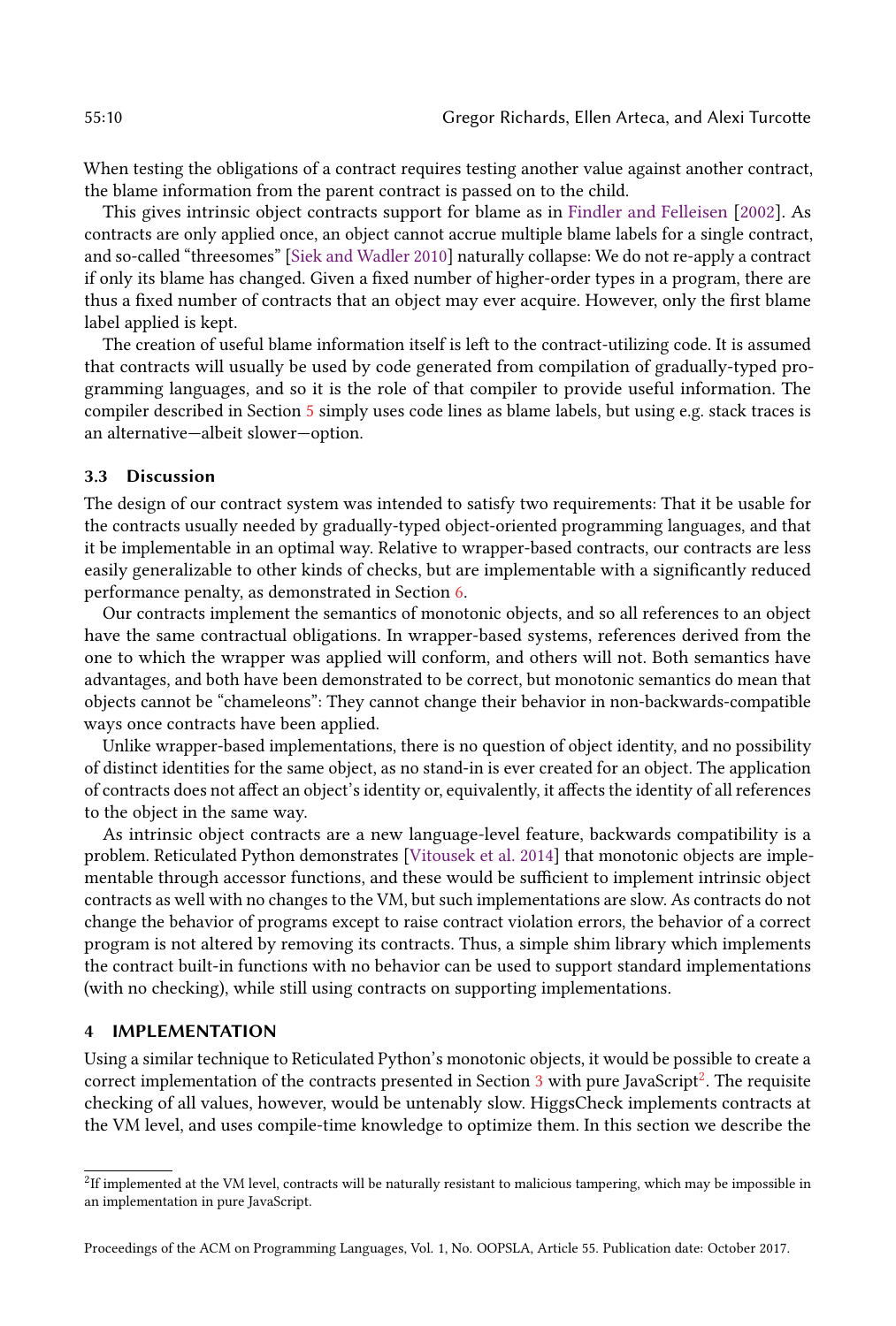When testing the obligations of a contract requires testing another value against another contract, the blame information from the parent contract is passed on to the child.

This gives intrinsic object contracts support for blame as in Findler and Felleisen [2002]. As contracts are only applied once, an object cannot accrue multiple blame labels for a single contract, and so-called "threesomes" [Siek and Wadler 2010] naturally collapse: We do not re-apply a contract if only its blame has changed. Given a fixed number of higher-order types in a program, there are thus a fixed number of contracts that an object may ever acquire. However, only the first blame label applied is kept.

The creation of useful blame information itself is left to the contract-utilizing code. It is assumed that contracts will usually be used by code generated from compilation of gradually-typed programming languages, and so it is the role of that compiler to provide useful information. The compiler described in Section 5 simply uses code lines as blame labels, but using e.g. stack traces is an alternative—albeit slower—option.

### 3.3 Discussion

The design of our contract system was intended to satisfy two requirements: That it be usable for the contracts usually needed by gradually-typed object-oriented programming languages, and that it be implementable in an optimal way. Relative to wrapper-based contracts, our contracts are less easily generalizable to other kinds of checks, but are implementable with a significantly reduced performance penalty, as demonstrated in Section 6.

Our contracts implement the semantics of monotonic objects, and so all references to an object have the same contractual obligations. In wrapper-based systems, references derived from the one to which the wrapper was applied will conform, and others will not. Both semantics have advantages, and both have been demonstrated to be correct, but monotonic semantics do mean that objects cannot be "chameleons": They cannot change their behavior in non-backwards-compatible ways once contracts have been applied.

Unlike wrapper-based implementations, there is no question of object identity, and no possibility of distinct identities for the same object, as no stand-in is ever created for an object. The application of contracts does not affect an object's identity or, equivalently, it affects the identity of all references to the object in the same way.

As intrinsic object contracts are a new language-level feature, backwards compatibility is a problem. Reticulated Python demonstrates [Vitousek et al. 2014] that monotonic objects are implementable through accessor functions, and these would be sufficient to implement intrinsic object contracts as well with no changes to the VM, but such implementations are slow. As contracts do not change the behavior of programs except to raise contract violation errors, the behavior of a correct program is not altered by removing its contracts. Thus, a simple shim library which implements the contract built-in functions with no behavior can be used to support standard implementations (with no checking), while still using contracts on supporting implementations.

## 4 IMPLEMENTATION

Using a similar technique to Reticulated Python's monotonic objects, it would be possible to create a correct implementation of the contracts presented in Section 3 with pure JavaScript[2]. The requisite checking of all values, however, would be untenably slow. HiggsCheck implements contracts at the VM level, and uses compile-time knowledge to optimize them. In this section we describe the

[2] If implemented at the VM level, contracts will be naturally resistant to malicious tampering, which may be impossible in an implementation in pure JavaScript.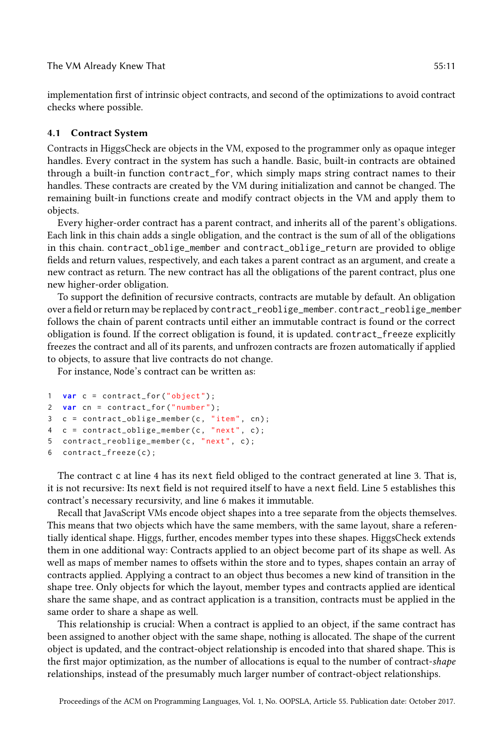implementation first of intrinsic object contracts, and second of the optimizations to avoid contract checks where possible.

### 4.1 Contract System

Contracts in HiggsCheck are objects in the VM, exposed to the programmer only as opaque integer handles. Every contract in the system has such a handle. Basic, built-in contracts are obtained through a built-in function `contract_for`, which simply maps string contract names to their handles. These contracts are created by the VM during initialization and cannot be changed. The remaining built-in functions create and modify contract objects in the VM and apply them to objects.

Every higher-order contract has a parent contract, and inherits all of the parent's obligations. Each link in this chain adds a single obligation, and the contract is the sum of all of the obligations in this chain. `contract_oblige_member` and `contract_oblige_return` are provided to oblige fields and return values, respectively, and each takes a parent contract as an argument, and create a new contract as return. The new contract has all the obligations of the parent contract, plus one new higher-order obligation.

To support the definition of recursive contracts, contracts are mutable by default. An obligation over a field or return may be replaced by `contract_reoblige_member`. `contract_reoblige_member` follows the chain of parent contracts until either an immutable contract is found or the correct obligation is found. If the correct obligation is found, it is updated. `contract_freeze` explicitly freezes the contract and all of its parents, and unfrozen contracts are frozen automatically if applied to objects, to assure that live contracts do not change.

For instance, `Node`'s contract can be written as:

```
1  var c = contract_for("object");
2  var cn = contract_for("number");
3  c = contract_oblige_member(c, "item", cn);
4  c = contract_oblige_member(c, "next", c);
5  contract_reoblige_member(c, "next", c);
6  contract_freeze(c);
```

The contract `c` at line 4 has its `next` field obliged to the contract generated at line 3. That is, it is not recursive: Its `next` field is not required itself to have a `next` field. Line 5 establishes this contract's necessary recursivity, and line 6 makes it immutable.

Recall that JavaScript VMs encode object shapes into a tree separate from the objects themselves. This means that two objects which have the same members, with the same layout, share a referentially identical shape. Higgs, further, encodes member types into these shapes. HiggsCheck extends them in one additional way: Contracts applied to an object become part of its shape as well. As well as maps of member names to offsets within the store and to types, shapes contain an array of contracts applied. Applying a contract to an object thus becomes a new kind of transition in the shape tree. Only objects for which the layout, member types and contracts applied are identical share the same shape, and as contract application is a transition, contracts must be applied in the same order to share a shape as well.

This relationship is crucial: When a contract is applied to an object, if the same contract has been assigned to another object with the same shape, nothing is allocated. The shape of the current object is updated, and the contract-object relationship is encoded into that shared shape. This is the first major optimization, as the number of allocations is equal to the number of contract-*shape* relationships, instead of the presumably much larger number of contract-object relationships.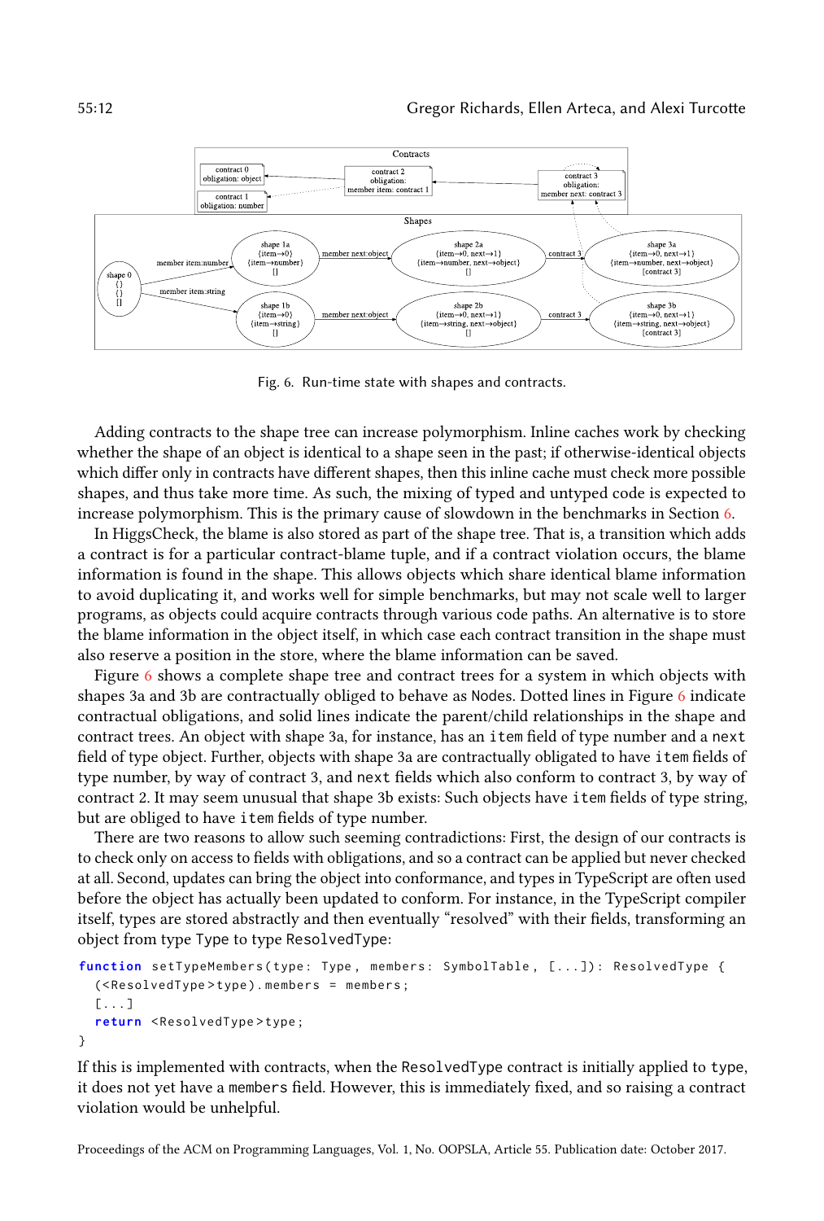Fig. 6. Run-time state with shapes and contracts.

Adding contracts to the shape tree can increase polymorphism. Inline caches work by checking whether the shape of an object is identical to a shape seen in the past; if otherwise-identical objects which differ only in contracts have different shapes, then this inline cache must check more possible shapes, and thus take more time. As such, the mixing of typed and untyped code is expected to increase polymorphism. This is the primary cause of slowdown in the benchmarks in Section 6.

In HiggsCheck, the blame is also stored as part of the shape tree. That is, a transition which adds a contract is for a particular contract-blame tuple, and if a contract violation occurs, the blame information is found in the shape. This allows objects which share identical blame information to avoid duplicating it, and works well for simple benchmarks, but may not scale well to larger programs, as objects could acquire contracts through various code paths. An alternative is to store the blame information in the object itself, in which case each contract transition in the shape must also reserve a position in the store, where the blame information can be saved.

Figure 6 shows a complete shape tree and contract trees for a system in which objects with shapes 3a and 3b are contractually obliged to behave as Nodes. Dotted lines in Figure 6 indicate contractual obligations, and solid lines indicate the parent/child relationships in the shape and contract trees. An object with shape 3a, for instance, has an `item` field of type number and a `next` field of type object. Further, objects with shape 3a are contractually obligated to have `item` fields of type number, by way of contract 3, and `next` fields which also conform to contract 3, by way of contract 2. It may seem unusual that shape 3b exists: Such objects have `item` fields of type string, but are obliged to have `item` fields of type number.

There are two reasons to allow such seeming contradictions: First, the design of our contracts is to check only on access to fields with obligations, and so a contract can be applied but never checked at all. Second, updates can bring the object into conformance, and types in TypeScript are often used before the object has actually been updated to conform. For instance, in the TypeScript compiler itself, types are stored abstractly and then eventually "resolved" with their fields, transforming an object from type `Type` to type `ResolvedType`:

```
function setTypeMembers(type: Type, members: SymbolTable, [...]): ResolvedType {
  (<ResolvedType>type).members = members;
  [...]
  return <ResolvedType>type;
}
```

If this is implemented with contracts, when the `ResolvedType` contract is initially applied to `type`, it does not yet have a `members` field. However, this is immediately fixed, and so raising a contract violation would be unhelpful.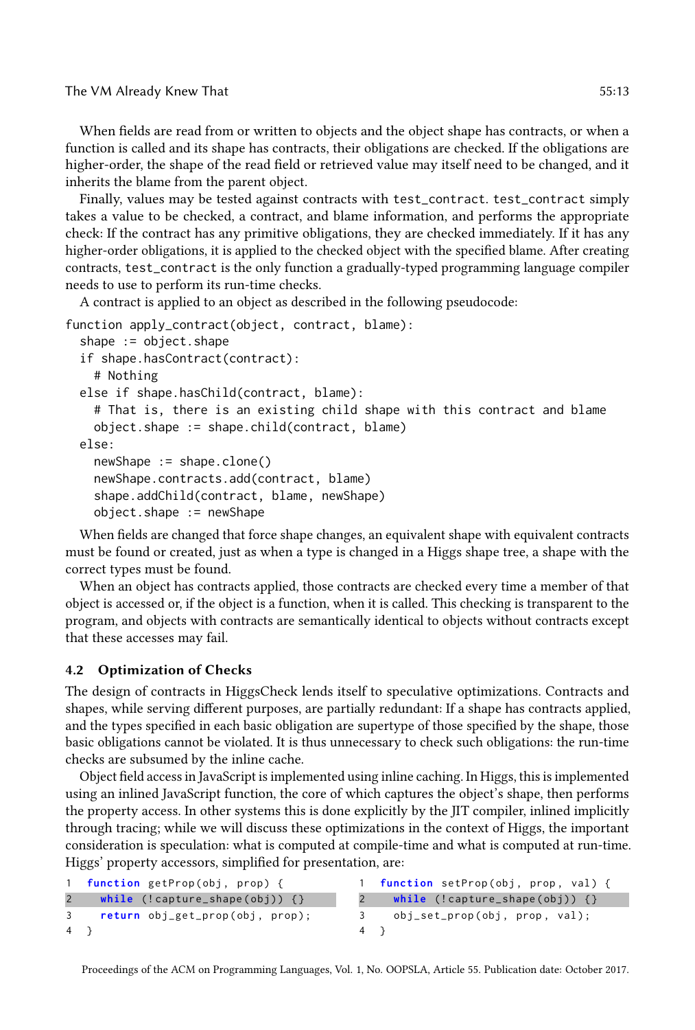When fields are read from or written to objects and the object shape has contracts, or when a function is called and its shape has contracts, their obligations are checked. If the obligations are higher-order, the shape of the read field or retrieved value may itself need to be changed, and it inherits the blame from the parent object.

Finally, values may be tested against contracts with `test_contract`. `test_contract` simply takes a value to be checked, a contract, and blame information, and performs the appropriate check: If the contract has any primitive obligations, they are checked immediately. If it has any higher-order obligations, it is applied to the checked object with the specified blame. After creating contracts, `test_contract` is the only function a gradually-typed programming language compiler needs to use to perform its run-time checks.

A contract is applied to an object as described in the following pseudocode:

```
function apply_contract(object, contract, blame):
  shape := object.shape
  if shape.hasContract(contract):
    # Nothing
  else if shape.hasChild(contract, blame):
    # That is, there is an existing child shape with this contract and blame
    object.shape := shape.child(contract, blame)
  else:
    newShape := shape.clone()
    newShape.contracts.add(contract, blame)
    shape.addChild(contract, blame, newShape)
    object.shape := newShape
```

When fields are changed that force shape changes, an equivalent shape with equivalent contracts must be found or created, just as when a type is changed in a Higgs shape tree, a shape with the correct types must be found.

When an object has contracts applied, those contracts are checked every time a member of that object is accessed or, if the object is a function, when it is called. This checking is transparent to the program, and objects with contracts are semantically identical to objects without contracts except that these accesses may fail.

### 4.2 Optimization of Checks

The design of contracts in HiggsCheck lends itself to speculative optimizations. Contracts and shapes, while serving different purposes, are partially redundant: If a shape has contracts applied, and the types specified in each basic obligation are supertype of those specified by the shape, those basic obligations cannot be violated. It is thus unnecessary to check such obligations: the run-time checks are subsumed by the inline cache.

Object field access in JavaScript is implemented using inline caching. In Higgs, this is implemented using an inlined JavaScript function, the core of which captures the object's shape, then performs the property access. In other systems this is done explicitly by the JIT compiler, inlined implicitly through tracing; while we will discuss these optimizations in the context of Higgs, the important consideration is speculation: what is computed at compile-time and what is computed at run-time. Higgs' property accessors, simplified for presentation, are:

```
1  function getProp(obj, prop) {
2    while (!capture_shape(obj)) {}
3    return obj_get_prop(obj, prop);
4  }
```

```
1  function setProp(obj, prop, val) {
2    while (!capture_shape(obj)) {}
3    obj_set_prop(obj, prop, val);
4  }
```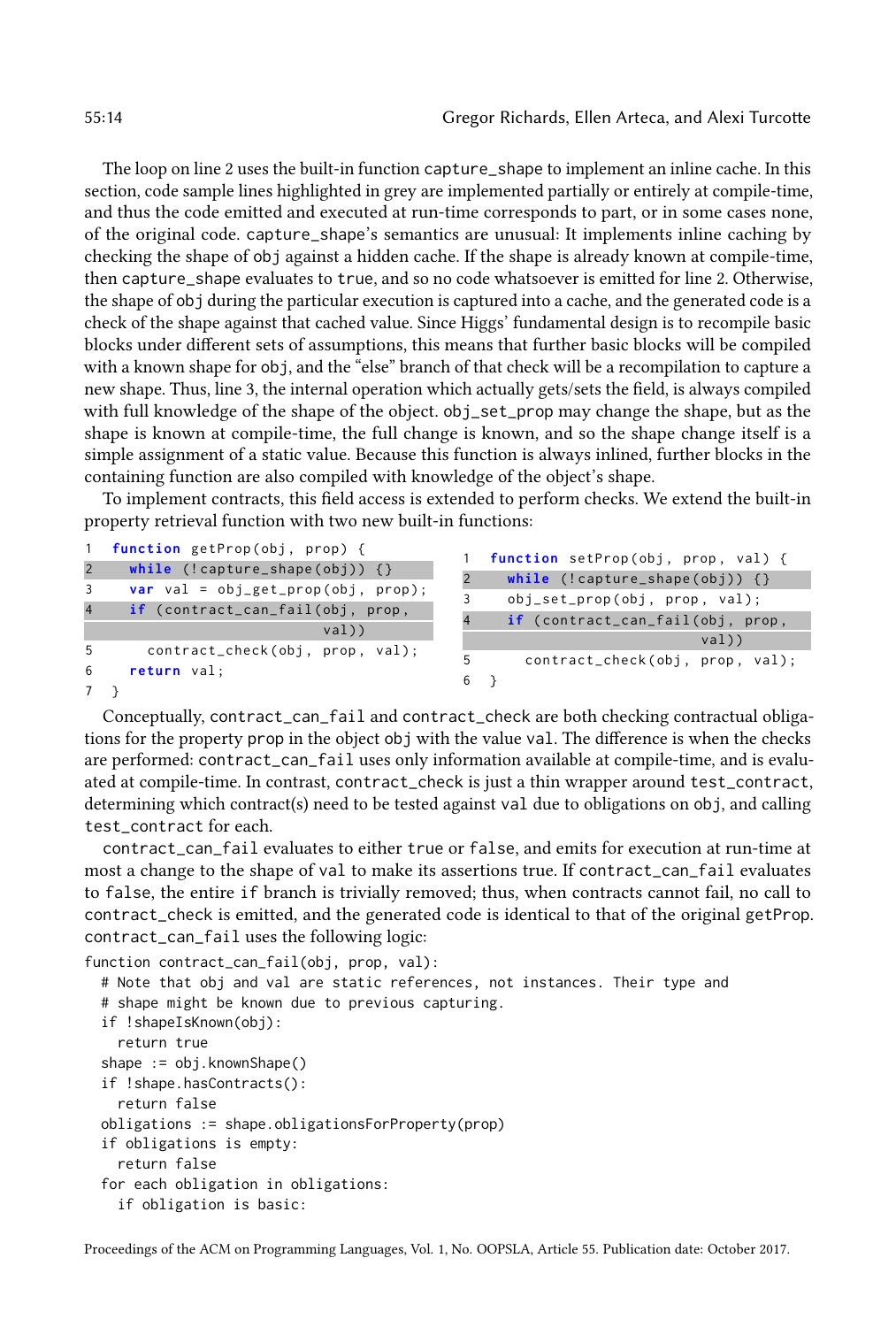The loop on line 2 uses the built-in function `capture_shape` to implement an inline cache. In this section, code sample lines highlighted in grey are implemented partially or entirely at compile-time, and thus the code emitted and executed at run-time corresponds to part, or in some cases none, of the original code. `capture_shape`'s semantics are unusual: It implements inline caching by checking the shape of `obj` against a hidden cache. If the shape is already known at compile-time, then `capture_shape` evaluates to `true`, and so no code whatsoever is emitted for line 2. Otherwise, the shape of `obj` during the particular execution is captured into a cache, and the generated code is a check of the shape against that cached value. Since Higgs' fundamental design is to recompile basic blocks under different sets of assumptions, this means that further basic blocks will be compiled with a known shape for `obj`, and the "else" branch of that check will be a recompilation to capture a new shape. Thus, line 3, the internal operation which actually gets/sets the field, is always compiled with full knowledge of the shape of the object. `obj_set_prop` may change the shape, but as the shape is known at compile-time, the full change is known, and so the shape change itself is a simple assignment of a static value. Because this function is always inlined, further blocks in the containing function are also compiled with knowledge of the object's shape.

To implement contracts, this field access is extended to perform checks. We extend the built-in property retrieval function with two new built-in functions:

```
1  function getProp(obj, prop) {
2    while (!capture_shape(obj)) {}
3    var val = obj_get_prop(obj, prop);
4    if (contract_can_fail(obj, prop,
                          val))
5      contract_check(obj, prop, val);
6    return val;
7  }
```

```
1  function setProp(obj, prop, val) {
2    while (!capture_shape(obj)) {}
3    obj_set_prop(obj, prop, val);
4    if (contract_can_fail(obj, prop,
                          val))
5      contract_check(obj, prop, val);
6  }
```

Conceptually, `contract_can_fail` and `contract_check` are both checking contractual obligations for the property `prop` in the object `obj` with the value `val`. The difference is when the checks are performed: `contract_can_fail` uses only information available at compile-time, and is evaluated at compile-time. In contrast, `contract_check` is just a thin wrapper around `test_contract`, determining which contract(s) need to be tested against `val` due to obligations on `obj`, and calling `test_contract` for each.

`contract_can_fail` evaluates to either `true` or `false`, and emits for execution at run-time at most a change to the shape of `val` to make its assertions true. If `contract_can_fail` evaluates to `false`, the entire `if` branch is trivially removed; thus, when contracts cannot fail, no call to `contract_check` is emitted, and the generated code is identical to that of the original `getProp`. `contract_can_fail` uses the following logic:

```
function contract_can_fail(obj, prop, val):
  # Note that obj and val are static references, not instances. Their type and
  # shape might be known due to previous capturing.
  if !shapeIsKnown(obj):
    return true
  shape := obj.knownShape()
  if !shape.hasContracts():
    return false
  obligations := shape.obligationsForProperty(prop)
  if obligations is empty:
    return false
  for each obligation in obligations:
    if obligation is basic:
```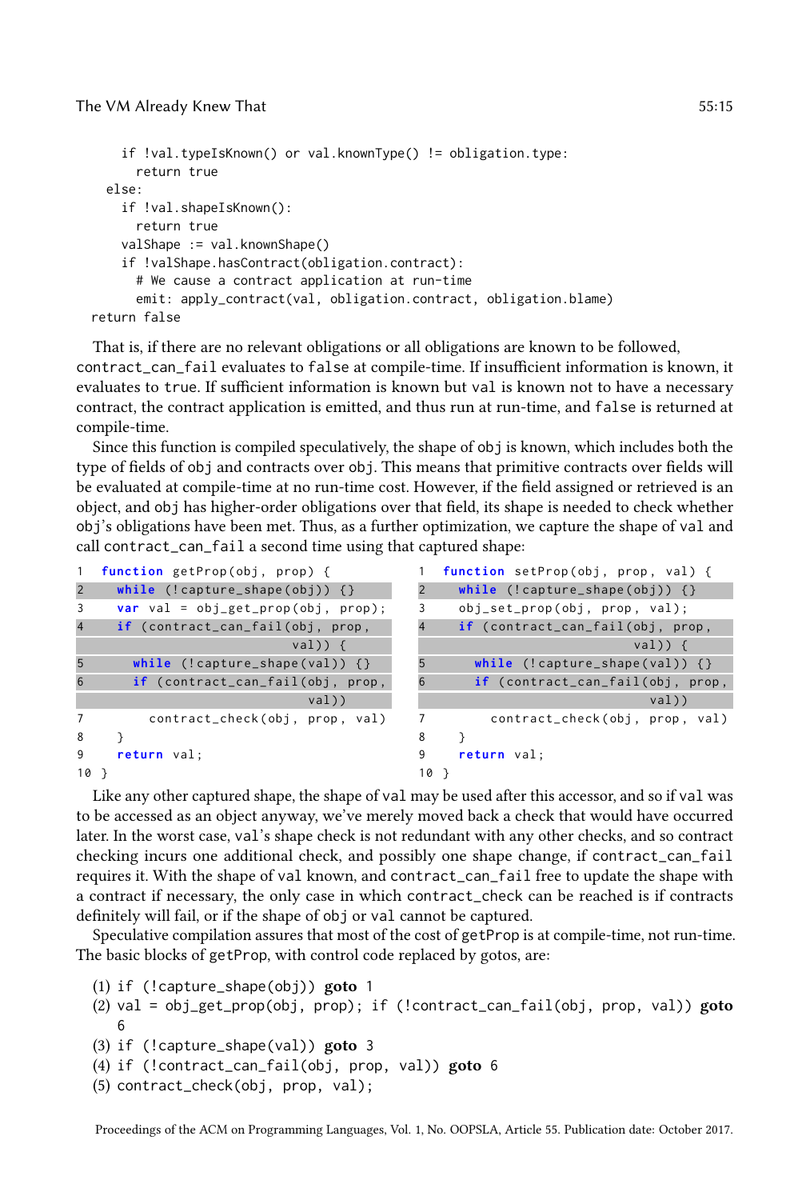```
    if !val.typeIsKnown() or val.knownType() != obligation.type:
      return true
  else:
    if !val.shapeIsKnown():
      return true
    valShape := val.knownShape()
    if !valShape.hasContract(obligation.contract):
      # We cause a contract application at run-time
      emit: apply_contract(val, obligation.contract, obligation.blame)
return false
```

That is, if there are no relevant obligations or all obligations are known to be followed, `contract_can_fail` evaluates to `false` at compile-time. If insufficient information is known, it evaluates to `true`. If sufficient information is known but `val` is known not to have a necessary contract, the contract application is emitted, and thus run at run-time, and `false` is returned at compile-time.

Since this function is compiled speculatively, the shape of `obj` is known, which includes both the type of fields of `obj` and contracts over `obj`. This means that primitive contracts over fields will be evaluated at compile-time at no run-time cost. However, if the field assigned or retrieved is an object, and `obj` has higher-order obligations over that field, its shape is needed to check whether `obj`'s obligations have been met. Thus, as a further optimization, we capture the shape of `val` and call `contract_can_fail` a second time using that captured shape:

```
1  function getProp(obj, prop) {
2    while (!capture_shape(obj)) {}
3    var val = obj_get_prop(obj, prop);
4    if (contract_can_fail(obj, prop,
                            val)) {
5      while (!capture_shape(val)) {}
6      if (contract_can_fail(obj, prop,
                              val))
7        contract_check(obj, prop, val)
8    }
9    return val;
10 }
```

```
1  function setProp(obj, prop, val) {
2    while (!capture_shape(obj)) {}
3    obj_set_prop(obj, prop, val);
4    if (contract_can_fail(obj, prop,
                            val)) {
5      while (!capture_shape(val)) {}
6      if (contract_can_fail(obj, prop,
                              val))
7        contract_check(obj, prop, val)
8    }
9    return val;
10 }
```

Like any other captured shape, the shape of `val` may be used after this accessor, and so if `val` was to be accessed as an object anyway, we've merely moved back a check that would have occurred later. In the worst case, `val`'s shape check is not redundant with any other checks, and so contract checking incurs one additional check, and possibly one shape change, if `contract_can_fail` requires it. With the shape of `val` known, and `contract_can_fail` free to update the shape with a contract if necessary, the only case in which `contract_check` can be reached is if contracts definitely will fail, or if the shape of `obj` or `val` cannot be captured.

Speculative compilation assures that most of the cost of `getProp` is at compile-time, not run-time. The basic blocks of `getProp`, with control code replaced by gotos, are:

(1) `if (!capture_shape(obj))` **goto** `1`
(2) `val = obj_get_prop(obj, prop); if (!contract_can_fail(obj, prop, val))` **goto** `6`
(3) `if (!capture_shape(val))` **goto** `3`
(4) `if (!contract_can_fail(obj, prop, val))` **goto** `6`
(5) `contract_check(obj, prop, val);`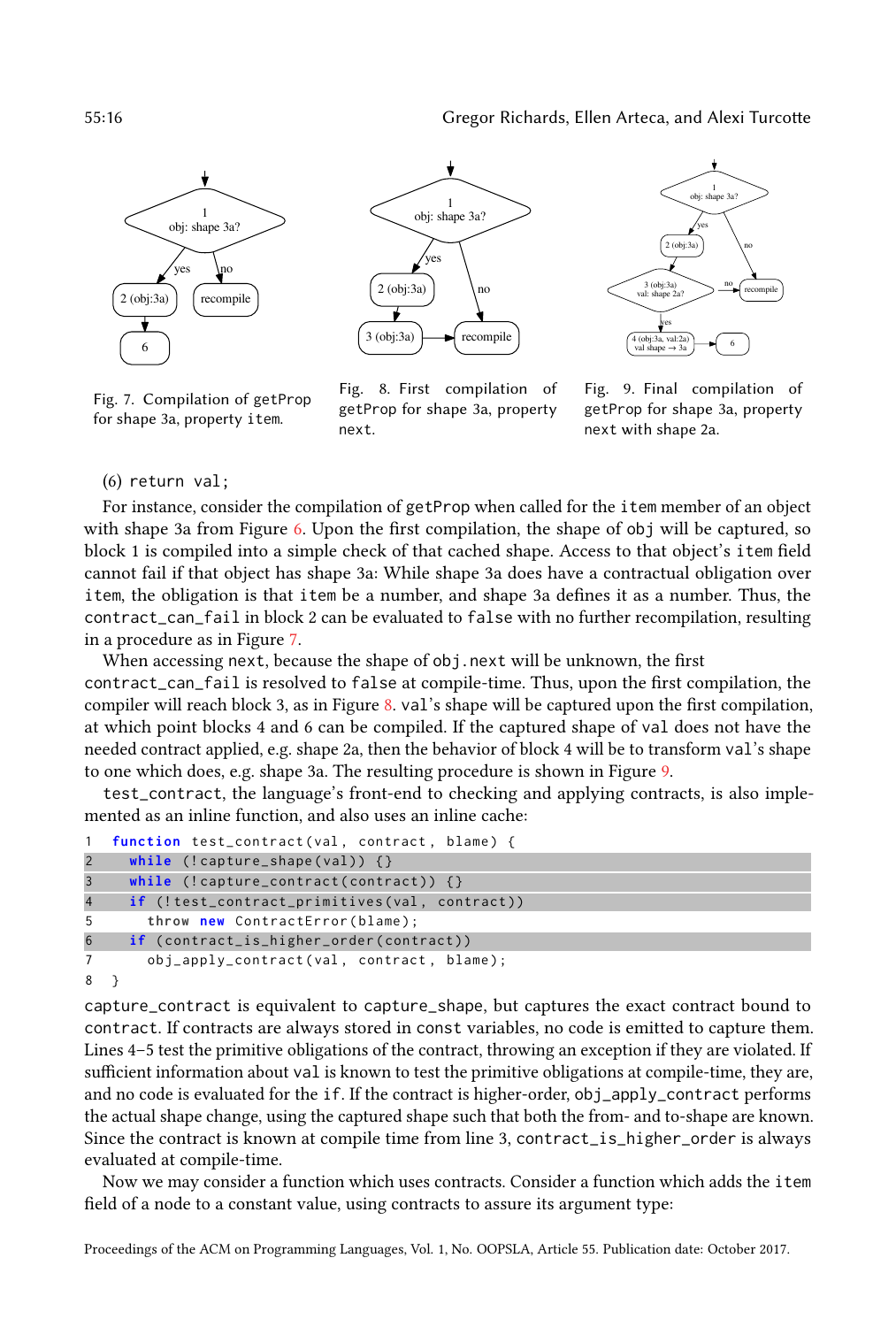Fig. 7. Compilation of getProp for shape 3a, property item.

Fig. 8. First compilation of getProp for shape 3a, property next.

Fig. 9. Final compilation of getProp for shape 3a, property next with shape 2a.

(6) return val;

For instance, consider the compilation of getProp when called for the item member of an object with shape 3a from Figure 6. Upon the first compilation, the shape of obj will be captured, so block 1 is compiled into a simple check of that cached shape. Access to that object's item field cannot fail if that object has shape 3a: While shape 3a does have a contractual obligation over item, the obligation is that item be a number, and shape 3a defines it as a number. Thus, the contract_can_fail in block 2 can be evaluated to false with no further recompilation, resulting in a procedure as in Figure 7.

When accessing next, because the shape of obj.next will be unknown, the first contract_can_fail is resolved to false at compile-time. Thus, upon the first compilation, the compiler will reach block 3, as in Figure 8. val's shape will be captured upon the first compilation, at which point blocks 4 and 6 can be compiled. If the captured shape of val does not have the needed contract applied, e.g. shape 2a, then the behavior of block 4 will be to transform val's shape to one which does, e.g. shape 3a. The resulting procedure is shown in Figure 9.

test_contract, the language's front-end to checking and applying contracts, is also implemented as an inline function, and also uses an inline cache:

```
1  function test_contract(val, contract, blame) {
2    while (!capture_shape(val)) {}
3    while (!capture_contract(contract)) {}
4    if (!test_contract_primitives(val, contract))
5      throw new ContractError(blame);
6    if (contract_is_higher_order(contract))
7      obj_apply_contract(val, contract, blame);
8  }
```

capture_contract is equivalent to capture_shape, but captures the exact contract bound to contract. If contracts are always stored in const variables, no code is emitted to capture them. Lines 4–5 test the primitive obligations of the contract, throwing an exception if they are violated. If sufficient information about val is known to test the primitive obligations at compile-time, they are, and no code is evaluated for the if. If the contract is higher-order, obj_apply_contract performs the actual shape change, using the captured shape such that both the from- and to-shape are known. Since the contract is known at compile time from line 3, contract_is_higher_order is always evaluated at compile-time.

Now we may consider a function which uses contracts. Consider a function which adds the item field of a node to a constant value, using contracts to assure its argument type: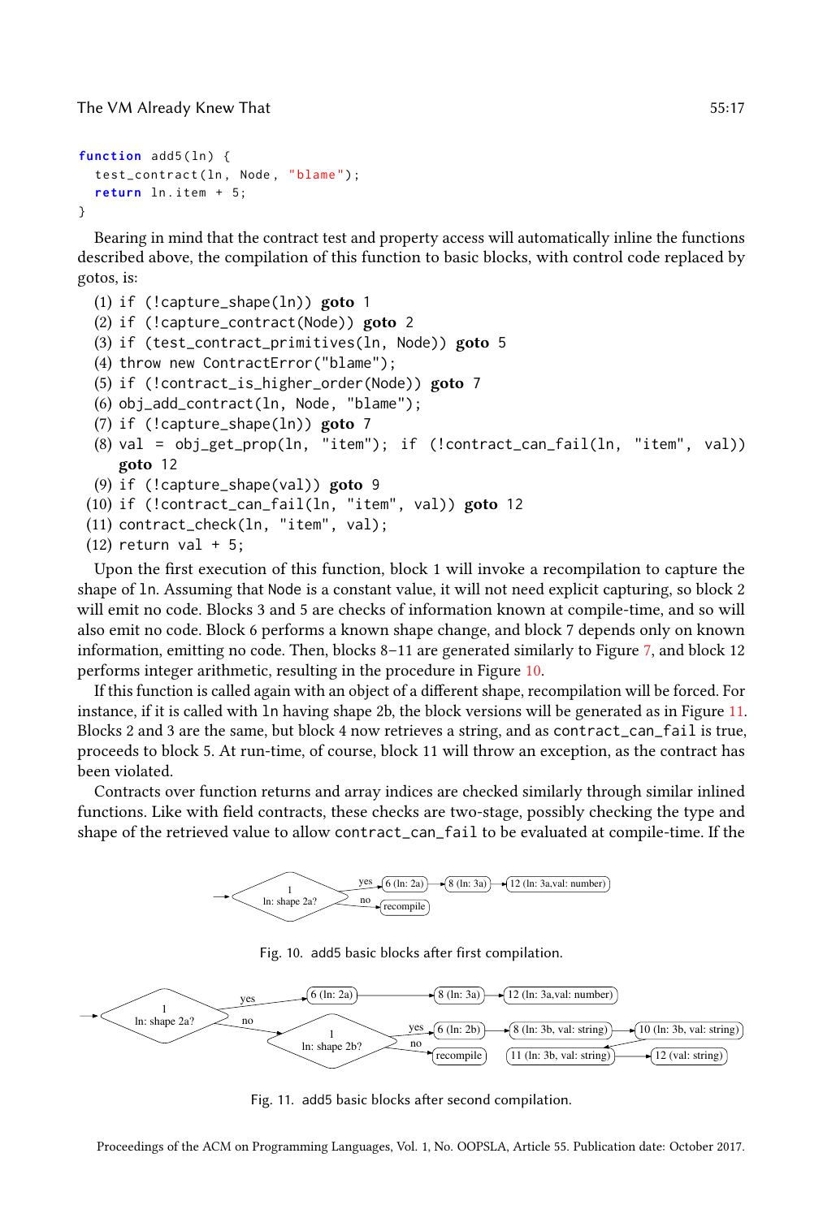```
function add5(ln) {
  test_contract(ln, Node, "blame");
  return ln.item + 5;
}
```

Bearing in mind that the contract test and property access will automatically inline the functions described above, the compilation of this function to basic blocks, with control code replaced by gotos, is:

(1) `if (!capture_shape(ln))` **goto** `1`
(2) `if (!capture_contract(Node))` **goto** `2`
(3) `if (test_contract_primitives(ln, Node))` **goto** `5`
(4) `throw new ContractError("blame");`
(5) `if (!contract_is_higher_order(Node))` **goto** `7`
(6) `obj_add_contract(ln, Node, "blame");`
(7) `if (!capture_shape(ln))` **goto** `7`
(8) `val = obj_get_prop(ln, "item"); if (!contract_can_fail(ln, "item", val))` **goto** `12`
(9) `if (!capture_shape(val))` **goto** `9`
(10) `if (!contract_can_fail(ln, "item", val))` **goto** `12`
(11) `contract_check(ln, "item", val);`
(12) `return val + 5;`

Upon the first execution of this function, block 1 will invoke a recompilation to capture the shape of `ln`. Assuming that `Node` is a constant value, it will not need explicit capturing, so block 2 will emit no code. Blocks 3 and 5 are checks of information known at compile-time, and so will also emit no code. Block 6 performs a known shape change, and block 7 depends only on known information, emitting no code. Then, blocks 8–11 are generated similarly to Figure 7, and block 12 performs integer arithmetic, resulting in the procedure in Figure 10.

If this function is called again with an object of a different shape, recompilation will be forced. For instance, if it is called with `ln` having shape 2b, the block versions will be generated as in Figure 11. Blocks 2 and 3 are the same, but block 4 now retrieves a string, and as `contract_can_fail` is true, proceeds to block 5. At run-time, of course, block 11 will throw an exception, as the contract has been violated.

Contracts over function returns and array indices are checked similarly through similar inlined functions. Like with field contracts, these checks are two-stage, possibly checking the type and shape of the retrieved value to allow `contract_can_fail` to be evaluated at compile-time. If the

Fig. 10. add5 basic blocks after first compilation.

Fig. 11. add5 basic blocks after second compilation.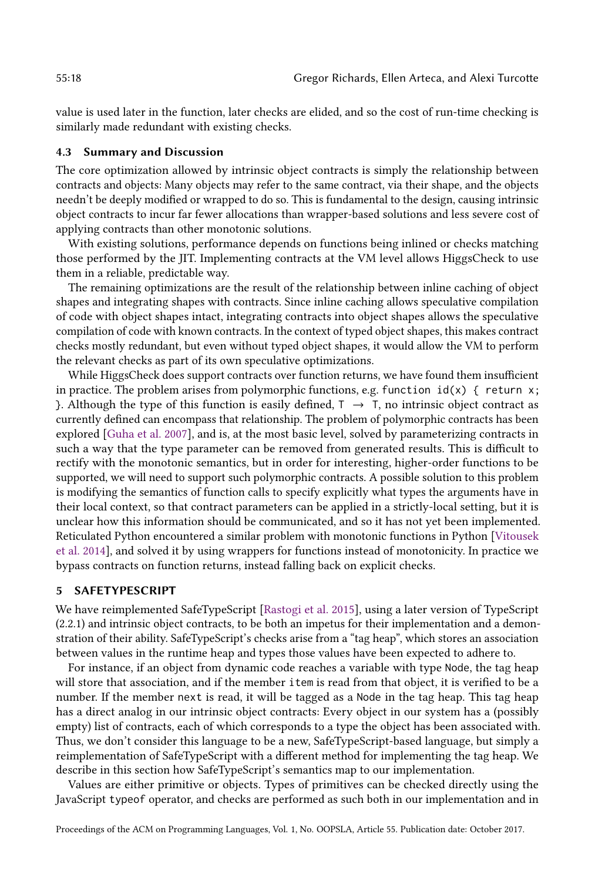value is used later in the function, later checks are elided, and so the cost of run-time checking is similarly made redundant with existing checks.

### 4.3 Summary and Discussion

The core optimization allowed by intrinsic object contracts is simply the relationship between contracts and objects: Many objects may refer to the same contract, via their shape, and the objects needn't be deeply modified or wrapped to do so. This is fundamental to the design, causing intrinsic object contracts to incur far fewer allocations than wrapper-based solutions and less severe cost of applying contracts than other monotonic solutions.

With existing solutions, performance depends on functions being inlined or checks matching those performed by the JIT. Implementing contracts at the VM level allows HiggsCheck to use them in a reliable, predictable way.

The remaining optimizations are the result of the relationship between inline caching of object shapes and integrating shapes with contracts. Since inline caching allows speculative compilation of code with object shapes intact, integrating contracts into object shapes allows the speculative compilation of code with known contracts. In the context of typed object shapes, this makes contract checks mostly redundant, but even without typed object shapes, it would allow the VM to perform the relevant checks as part of its own speculative optimizations.

While HiggsCheck does support contracts over function returns, we have found them insufficient in practice. The problem arises from polymorphic functions, e.g. `function id(x) { return x; }`. Although the type of this function is easily defined, $T \rightarrow T$, no intrinsic object contract as currently defined can encompass that relationship. The problem of polymorphic contracts has been explored [Guha et al. 2007], and is, at the most basic level, solved by parameterizing contracts in such a way that the type parameter can be removed from generated results. This is difficult to rectify with the monotonic semantics, but in order for interesting, higher-order functions to be supported, we will need to support such polymorphic contracts. A possible solution to this problem is modifying the semantics of function calls to specify explicitly what types the arguments have in their local context, so that contract parameters can be applied in a strictly-local setting, but it is unclear how this information should be communicated, and so it has not yet been implemented. Reticulated Python encountered a similar problem with monotonic functions in Python [Vitousek et al. 2014], and solved it by using wrappers for functions instead of monotonicity. In practice we bypass contracts on function returns, instead falling back on explicit checks.

## 5 SAFETYPESCRIPT

We have reimplemented SafeTypeScript [Rastogi et al. 2015], using a later version of TypeScript (2.2.1) and intrinsic object contracts, to be both an impetus for their implementation and a demonstration of their ability. SafeTypeScript's checks arise from a "tag heap", which stores an association between values in the runtime heap and types those values have been expected to adhere to.

For instance, if an object from dynamic code reaches a variable with type `Node`, the tag heap will store that association, and if the member `item` is read from that object, it is verified to be a number. If the member `next` is read, it will be tagged as a `Node` in the tag heap. This tag heap has a direct analog in our intrinsic object contracts: Every object in our system has a (possibly empty) list of contracts, each of which corresponds to a type the object has been associated with. Thus, we don't consider this language to be a new, SafeTypeScript-based language, but simply a reimplementation of SafeTypeScript with a different method for implementing the tag heap. We describe in this section how SafeTypeScript's semantics map to our implementation.

Values are either primitive or objects. Types of primitives can be checked directly using the JavaScript `typeof` operator, and checks are performed as such both in our implementation and in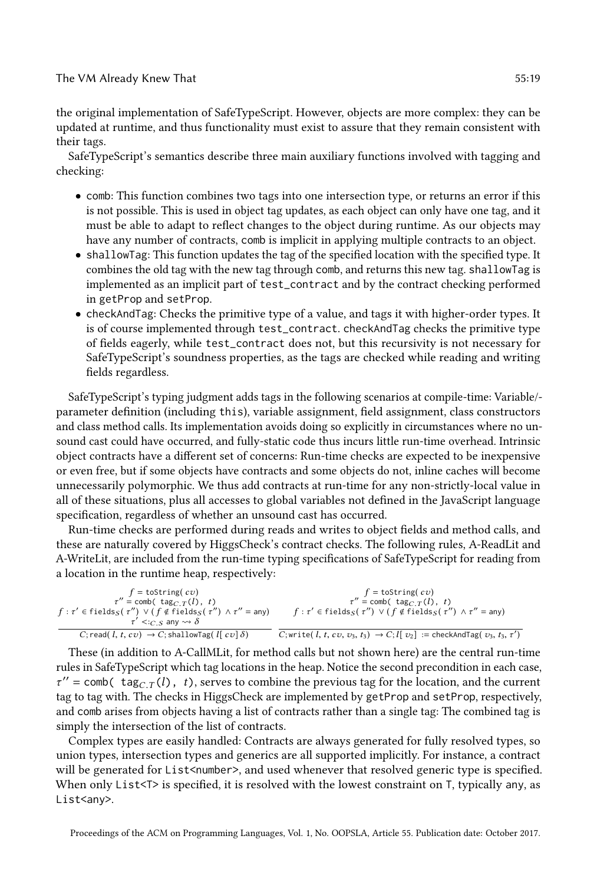the original implementation of SafeTypeScript. However, objects are more complex: they can be updated at runtime, and thus functionality must exist to assure that they remain consistent with their tags.

SafeTypeScript's semantics describe three main auxiliary functions involved with tagging and checking:

- `comb`: This function combines two tags into one intersection type, or returns an error if this is not possible. This is used in object tag updates, as each object can only have one tag, and it must be able to adapt to reflect changes to the object during runtime. As our objects may have any number of contracts, `comb` is implicit in applying multiple contracts to an object.
- `shallowTag`: This function updates the tag of the specified location with the specified type. It combines the old tag with the new tag through `comb`, and returns this new tag. `shallowTag` is implemented as an implicit part of `test_contract` and by the contract checking performed in `getProp` and `setProp`.
- `checkAndTag`: Checks the primitive type of a value, and tags it with higher-order types. It is of course implemented through `test_contract`. `checkAndTag` checks the primitive type of fields eagerly, while `test_contract` does not, but this recursivity is not necessary for SafeTypeScript's soundness properties, as the tags are checked while reading and writing fields regardless.

SafeTypeScript's typing judgment adds tags in the following scenarios at compile-time: Variable/-parameter definition (including `this`), variable assignment, field assignment, class constructors and class method calls. Its implementation avoids doing so explicitly in circumstances where no unsound cast could have occurred, and fully-static code thus incurs little run-time overhead. Intrinsic object contracts have a different set of concerns: Run-time checks are expected to be inexpensive or even free, but if some objects have contracts and some objects do not, inline caches will become unnecessarily polymorphic. We thus add contracts at run-time for any non-strictly-local value in all of these situations, plus all accesses to global variables not defined in the JavaScript language specification, regardless of whether an unsound cast has occurred.

Run-time checks are performed during reads and writes to object fields and method calls, and these are naturally covered by HiggsCheck's contract checks. The following rules, A-ReadLit and A-WriteLit, are included from the run-time typing specifications of SafeTypeScript for reading from a location in the runtime heap, respectively:

$$\frac{\begin{array}{c} f = \mathtt{toString}(\,cv) \\ \tau'' = \mathtt{comb}(\,\mathtt{tag}_{C.T}(l),\ t) \\ f : \tau' \in \mathtt{fields}_S(\,\tau'') \vee (\,f \notin \mathtt{fields}_S(\,\tau'') \wedge \tau'' = \mathtt{any}) \\ \tau' <:_{C.S} \mathtt{any} \rightsquigarrow \delta \end{array}}{C; \mathtt{read}(\,l,\,t,\,cv) \rightarrow C; \mathtt{shallowTag}(\,l[\,cv]\,\delta)}
\qquad
\frac{\begin{array}{c} f = \mathtt{toString}(\,cv) \\ \tau'' = \mathtt{comb}(\,\mathtt{tag}_{C.T}(l),\ t) \\ f : \tau' \in \mathtt{fields}_S(\,\tau'') \vee (\,f \notin \mathtt{fields}_S(\,\tau'') \wedge \tau'' = \mathtt{any}) \end{array}}{C; \mathtt{write}(\,l,\,t,\,cv,\,v_3,\,t_3) \rightarrow C; l[\,v_2] := \mathtt{checkAndTag}(\,v_3,\,t_3,\,\tau')}$$

These (in addition to A-CallMLit, for method calls but not shown here) are the central run-time rules in SafeTypeScript which tag locations in the heap. Notice the second precondition in each case, $\tau'' = \mathtt{comb}(\ \mathtt{tag}_{C.T}(l),\ t)$, serves to combine the previous tag for the location, and the current tag to tag with. The checks in HiggsCheck are implemented by `getProp` and `setProp`, respectively, and `comb` arises from objects having a list of contracts rather than a single tag: The combined tag is simply the intersection of the list of contracts.

Complex types are easily handled: Contracts are always generated for fully resolved types, so union types, intersection types and generics are all supported implicitly. For instance, a contract will be generated for `List<number>`, and used whenever that resolved generic type is specified. When only `List<T>` is specified, it is resolved with the lowest constraint on `T`, typically `any`, as `List<any>`.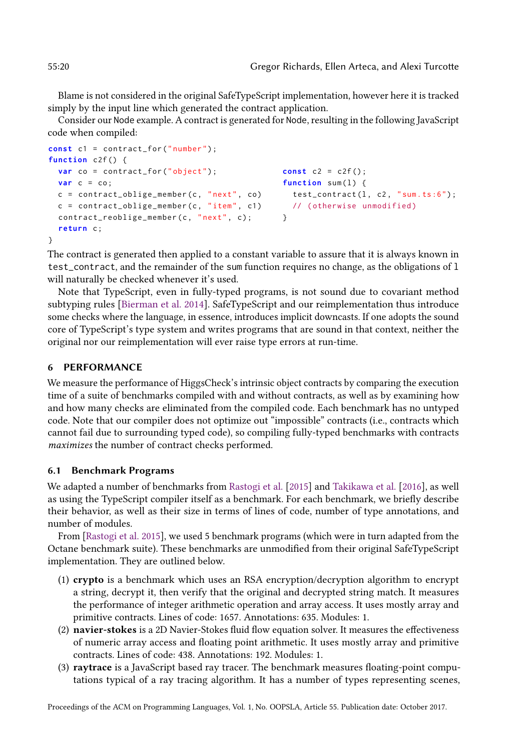Blame is not considered in the original SafeTypeScript implementation, however here it is tracked simply by the input line which generated the contract application.

Consider our Node example. A contract is generated for Node, resulting in the following JavaScript code when compiled:

```
const c1 = contract_for("number");
function c2f() {
  var co = contract_for("object");
  var c = co;
  c = contract_oblige_member(c, "next", co)
  c = contract_oblige_member(c, "item", c1)
  contract_reoblige_member(c, "next", c);
  return c;
}
```

```
const c2 = c2f();
function sum(l) {
  test_contract(l, c2, "sum.ts:6");
  // (otherwise unmodified)
}
```

The contract is generated then applied to a constant variable to assure that it is always known in test_contract, and the remainder of the sum function requires no change, as the obligations of l will naturally be checked whenever it's used.

Note that TypeScript, even in fully-typed programs, is not sound due to covariant method subtyping rules [Bierman et al. 2014]. SafeTypeScript and our reimplementation thus introduce some checks where the language, in essence, introduces implicit downcasts. If one adopts the sound core of TypeScript's type system and writes programs that are sound in that context, neither the original nor our reimplementation will ever raise type errors at run-time.

## 6 PERFORMANCE

We measure the performance of HiggsCheck's intrinsic object contracts by comparing the execution time of a suite of benchmarks compiled with and without contracts, as well as by examining how and how many checks are eliminated from the compiled code. Each benchmark has no untyped code. Note that our compiler does not optimize out "impossible" contracts (i.e., contracts which cannot fail due to surrounding typed code), so compiling fully-typed benchmarks with contracts *maximizes* the number of contract checks performed.

### 6.1 Benchmark Programs

We adapted a number of benchmarks from Rastogi et al. [2015] and Takikawa et al. [2016], as well as using the TypeScript compiler itself as a benchmark. For each benchmark, we briefly describe their behavior, as well as their size in terms of lines of code, number of type annotations, and number of modules.

From [Rastogi et al. 2015], we used 5 benchmark programs (which were in turn adapted from the Octane benchmark suite). These benchmarks are unmodified from their original SafeTypeScript implementation. They are outlined below.

1. **crypto** is a benchmark which uses an RSA encryption/decryption algorithm to encrypt a string, decrypt it, then verify that the original and decrypted string match. It measures the performance of integer arithmetic operation and array access. It uses mostly array and primitive contracts. Lines of code: 1657. Annotations: 635. Modules: 1.
2. **navier-stokes** is a 2D Navier-Stokes fluid flow equation solver. It measures the effectiveness of numeric array access and floating point arithmetic. It uses mostly array and primitive contracts. Lines of code: 438. Annotations: 192. Modules: 1.
3. **raytrace** is a JavaScript based ray tracer. The benchmark measures floating-point computations typical of a ray tracing algorithm. It has a number of types representing scenes,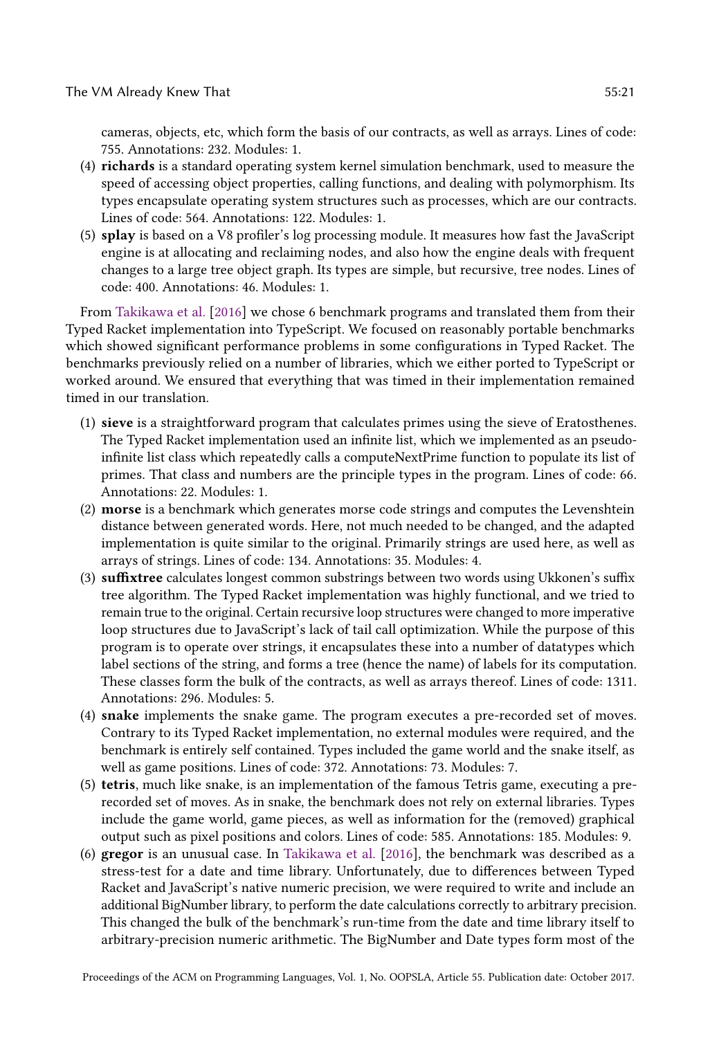cameras, objects, etc, which form the basis of our contracts, as well as arrays. Lines of code: 755. Annotations: 232. Modules: 1.

(4) **richards** is a standard operating system kernel simulation benchmark, used to measure the speed of accessing object properties, calling functions, and dealing with polymorphism. Its types encapsulate operating system structures such as processes, which are our contracts. Lines of code: 564. Annotations: 122. Modules: 1.

(5) **splay** is based on a V8 profiler's log processing module. It measures how fast the JavaScript engine is at allocating and reclaiming nodes, and also how the engine deals with frequent changes to a large tree object graph. Its types are simple, but recursive, tree nodes. Lines of code: 400. Annotations: 46. Modules: 1.

From Takikawa et al. [2016] we chose 6 benchmark programs and translated them from their Typed Racket implementation into TypeScript. We focused on reasonably portable benchmarks which showed significant performance problems in some configurations in Typed Racket. The benchmarks previously relied on a number of libraries, which we either ported to TypeScript or worked around. We ensured that everything that was timed in their implementation remained timed in our translation.

(1) **sieve** is a straightforward program that calculates primes using the sieve of Eratosthenes. The Typed Racket implementation used an infinite list, which we implemented as an pseudo-infinite list class which repeatedly calls a computeNextPrime function to populate its list of primes. That class and numbers are the principle types in the program. Lines of code: 66. Annotations: 22. Modules: 1.

(2) **morse** is a benchmark which generates morse code strings and computes the Levenshtein distance between generated words. Here, not much needed to be changed, and the adapted implementation is quite similar to the original. Primarily strings are used here, as well as arrays of strings. Lines of code: 134. Annotations: 35. Modules: 4.

(3) **suffixtree** calculates longest common substrings between two words using Ukkonen's suffix tree algorithm. The Typed Racket implementation was highly functional, and we tried to remain true to the original. Certain recursive loop structures were changed to more imperative loop structures due to JavaScript's lack of tail call optimization. While the purpose of this program is to operate over strings, it encapsulates these into a number of datatypes which label sections of the string, and forms a tree (hence the name) of labels for its computation. These classes form the bulk of the contracts, as well as arrays thereof. Lines of code: 1311. Annotations: 296. Modules: 5.

(4) **snake** implements the snake game. The program executes a pre-recorded set of moves. Contrary to its Typed Racket implementation, no external modules were required, and the benchmark is entirely self contained. Types included the game world and the snake itself, as well as game positions. Lines of code: 372. Annotations: 73. Modules: 7.

(5) **tetris**, much like snake, is an implementation of the famous Tetris game, executing a pre-recorded set of moves. As in snake, the benchmark does not rely on external libraries. Types include the game world, game pieces, as well as information for the (removed) graphical output such as pixel positions and colors. Lines of code: 585. Annotations: 185. Modules: 9.

(6) **gregor** is an unusual case. In Takikawa et al. [2016], the benchmark was described as a stress-test for a date and time library. Unfortunately, due to differences between Typed Racket and JavaScript's native numeric precision, we were required to write and include an additional BigNumber library, to perform the date calculations correctly to arbitrary precision. This changed the bulk of the benchmark's run-time from the date and time library itself to arbitrary-precision numeric arithmetic. The BigNumber and Date types form most of the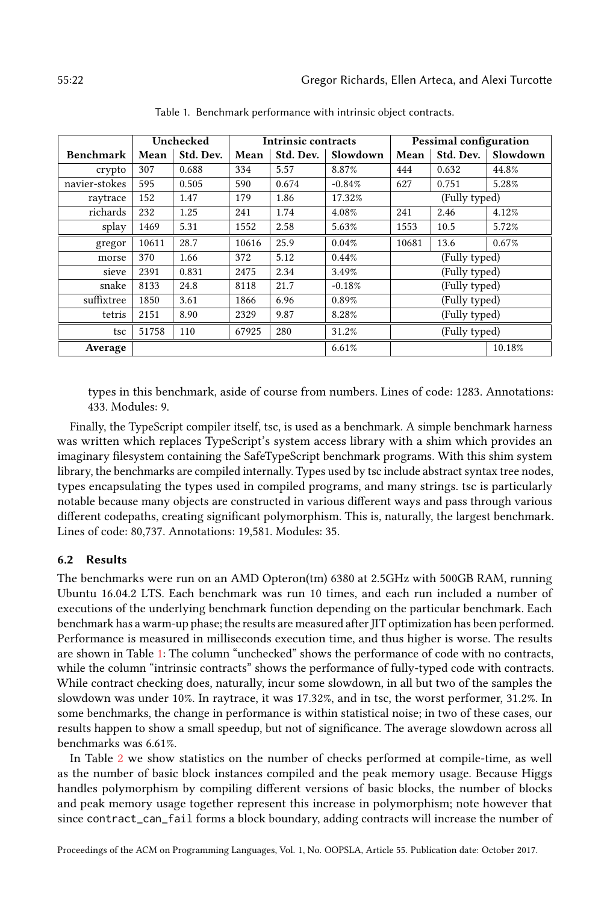Table 1. Benchmark performance with intrinsic object contracts.

| | Unchecked | | Intrinsic contracts | | | Pessimal configuration | | |
|---|---|---|---|---|---|---|---|---|
| **Benchmark** | **Mean** | **Std. Dev.** | **Mean** | **Std. Dev.** | **Slowdown** | **Mean** | **Std. Dev.** | **Slowdown** |
| crypto | 307 | 0.688 | 334 | 5.57 | 8.87% | 444 | 0.632 | 44.8% |
| navier-stokes | 595 | 0.505 | 590 | 0.674 | -0.84% | 627 | 0.751 | 5.28% |
| raytrace | 152 | 1.47 | 179 | 1.86 | 17.32% | (Fully typed) | | |
| richards | 232 | 1.25 | 241 | 1.74 | 4.08% | 241 | 2.46 | 4.12% |
| splay | 1469 | 5.31 | 1552 | 2.58 | 5.63% | 1553 | 10.5 | 5.72% |
| gregor | 10611 | 28.7 | 10616 | 25.9 | 0.04% | 10681 | 13.6 | 0.67% |
| morse | 370 | 1.66 | 372 | 5.12 | 0.44% | (Fully typed) | | |
| sieve | 2391 | 0.831 | 2475 | 2.34 | 3.49% | (Fully typed) | | |
| snake | 8133 | 24.8 | 8118 | 21.7 | -0.18% | (Fully typed) | | |
| suffixtree | 1850 | 3.61 | 1866 | 6.96 | 0.89% | (Fully typed) | | |
| tetris | 2151 | 8.90 | 2329 | 9.87 | 8.28% | (Fully typed) | | |
| tsc | 51758 | 110 | 67925 | 280 | 31.2% | (Fully typed) | | |
| **Average** | | | | | 6.61% | | | 10.18% |

types in this benchmark, aside of course from numbers. Lines of code: 1283. Annotations: 433. Modules: 9.

Finally, the TypeScript compiler itself, tsc, is used as a benchmark. A simple benchmark harness was written which replaces TypeScript's system access library with a shim which provides an imaginary filesystem containing the SafeTypeScript benchmark programs. With this shim system library, the benchmarks are compiled internally. Types used by tsc include abstract syntax tree nodes, types encapsulating the types used in compiled programs, and many strings. tsc is particularly notable because many objects are constructed in various different ways and pass through various different codepaths, creating significant polymorphism. This is, naturally, the largest benchmark. Lines of code: 80,737. Annotations: 19,581. Modules: 35.

### 6.2 Results

The benchmarks were run on an AMD Opteron(tm) 6380 at 2.5GHz with 500GB RAM, running Ubuntu 16.04.2 LTS. Each benchmark was run 10 times, and each run included a number of executions of the underlying benchmark function depending on the particular benchmark. Each benchmark has a warm-up phase; the results are measured after JIT optimization has been performed. Performance is measured in milliseconds execution time, and thus higher is worse. The results are shown in Table 1: The column "unchecked" shows the performance of code with no contracts, while the column "intrinsic contracts" shows the performance of fully-typed code with contracts. While contract checking does, naturally, incur some slowdown, in all but two of the samples the slowdown was under 10%. In raytrace, it was 17.32%, and in tsc, the worst performer, 31.2%. In some benchmarks, the change in performance is within statistical noise; in two of these cases, our results happen to show a small speedup, but not of significance. The average slowdown across all benchmarks was 6.61%.

In Table 2 we show statistics on the number of checks performed at compile-time, as well as the number of basic block instances compiled and the peak memory usage. Because Higgs handles polymorphism by compiling different versions of basic blocks, the number of blocks and peak memory usage together represent this increase in polymorphism; note however that since `contract_can_fail` forms a block boundary, adding contracts will increase the number of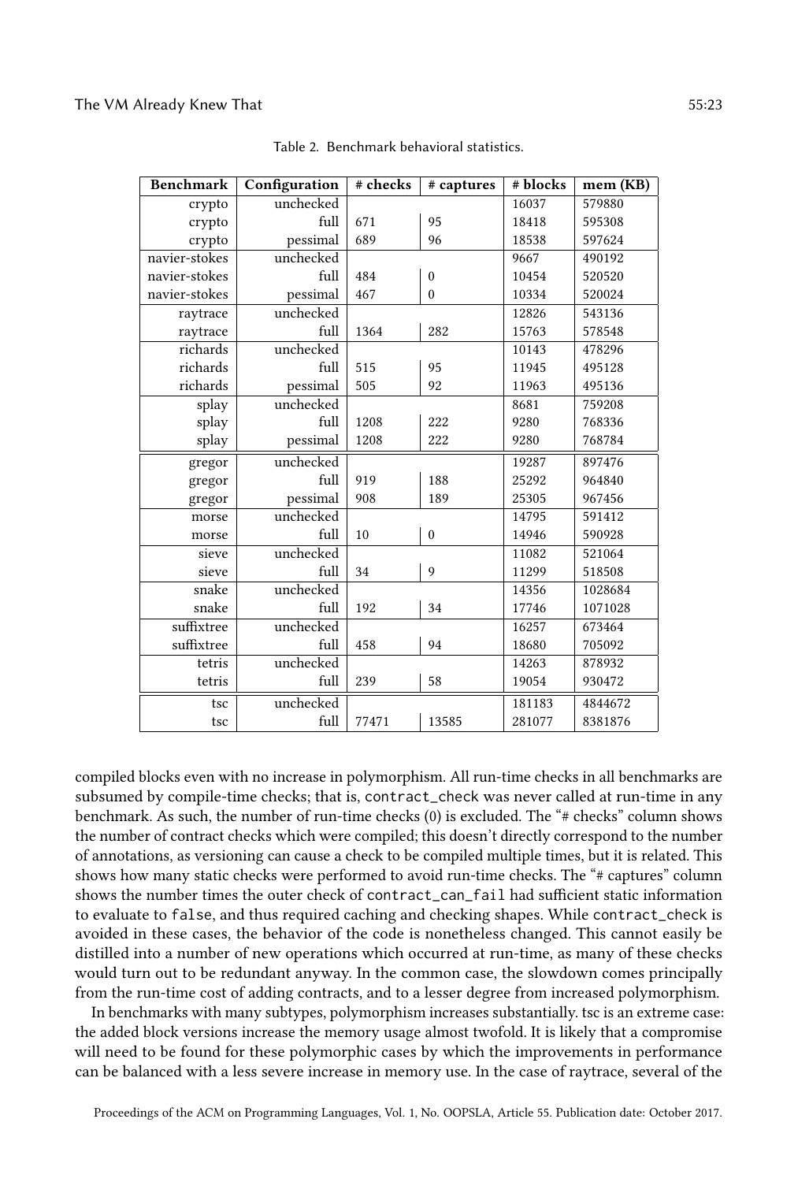Table 2. Benchmark behavioral statistics.

| Benchmark | Configuration | # checks | # captures | # blocks | mem (KB) |
|---|---|---|---|---|---|
| crypto | unchecked | | | 16037 | 579880 |
| crypto | full | 671 | 95 | 18418 | 595308 |
| crypto | pessimal | 689 | 96 | 18538 | 597624 |
| navier-stokes | unchecked | | | 9667 | 490192 |
| navier-stokes | full | 484 | 0 | 10454 | 520520 |
| navier-stokes | pessimal | 467 | 0 | 10334 | 520024 |
| raytrace | unchecked | | | 12826 | 543136 |
| raytrace | full | 1364 | 282 | 15763 | 578548 |
| richards | unchecked | | | 10143 | 478296 |
| richards | full | 515 | 95 | 11945 | 495128 |
| richards | pessimal | 505 | 92 | 11963 | 495136 |
| splay | unchecked | | | 8681 | 759208 |
| splay | full | 1208 | 222 | 9280 | 768336 |
| splay | pessimal | 1208 | 222 | 9280 | 768784 |
| gregor | unchecked | | | 19287 | 897476 |
| gregor | full | 919 | 188 | 25292 | 964840 |
| gregor | pessimal | 908 | 189 | 25305 | 967456 |
| morse | unchecked | | | 14795 | 591412 |
| morse | full | 10 | 0 | 14946 | 590928 |
| sieve | unchecked | | | 11082 | 521064 |
| sieve | full | 34 | 9 | 11299 | 518508 |
| snake | unchecked | | | 14356 | 1028684 |
| snake | full | 192 | 34 | 17746 | 1071028 |
| suffixtree | unchecked | | | 16257 | 673464 |
| suffixtree | full | 458 | 94 | 18680 | 705092 |
| tetris | unchecked | | | 14263 | 878932 |
| tetris | full | 239 | 58 | 19054 | 930472 |
| tsc | unchecked | | | 181183 | 4844672 |
| tsc | full | 77471 | 13585 | 281077 | 8381876 |

compiled blocks even with no increase in polymorphism. All run-time checks in all benchmarks are subsumed by compile-time checks; that is, `contract_check` was never called at run-time in any benchmark. As such, the number of run-time checks (0) is excluded. The "# checks" column shows the number of contract checks which were compiled; this doesn't directly correspond to the number of annotations, as versioning can cause a check to be compiled multiple times, but it is related. This shows how many static checks were performed to avoid run-time checks. The "# captures" column shows the number times the outer check of `contract_can_fail` had sufficient static information to evaluate to `false`, and thus required caching and checking shapes. While `contract_check` is avoided in these cases, the behavior of the code is nonetheless changed. This cannot easily be distilled into a number of new operations which occurred at run-time, as many of these checks would turn out to be redundant anyway. In the common case, the slowdown comes principally from the run-time cost of adding contracts, and to a lesser degree from increased polymorphism.

In benchmarks with many subtypes, polymorphism increases substantially. tsc is an extreme case: the added block versions increase the memory usage almost twofold. It is likely that a compromise will need to be found for these polymorphic cases by which the improvements in performance can be balanced with a less severe increase in memory use. In the case of raytrace, several of the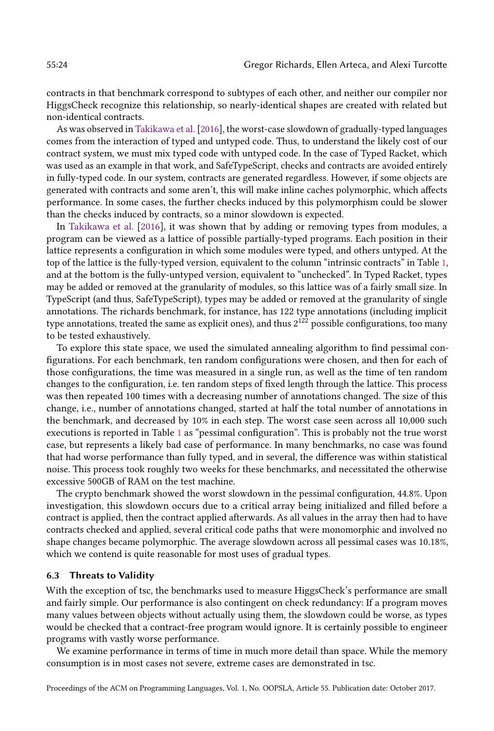contracts in that benchmark correspond to subtypes of each other, and neither our compiler nor HiggsCheck recognize this relationship, so nearly-identical shapes are created with related but non-identical contracts.

As was observed in Takikawa et al. [2016], the worst-case slowdown of gradually-typed languages comes from the interaction of typed and untyped code. Thus, to understand the likely cost of our contract system, we must mix typed code with untyped code. In the case of Typed Racket, which was used as an example in that work, and SafeTypeScript, checks and contracts are avoided entirely in fully-typed code. In our system, contracts are generated regardless. However, if some objects are generated with contracts and some aren't, this will make inline caches polymorphic, which affects performance. In some cases, the further checks induced by this polymorphism could be slower than the checks induced by contracts, so a minor slowdown is expected.

In Takikawa et al. [2016], it was shown that by adding or removing types from modules, a program can be viewed as a lattice of possible partially-typed programs. Each position in their lattice represents a configuration in which some modules were typed, and others untyped. At the top of the lattice is the fully-typed version, equivalent to the column "intrinsic contracts" in Table 1, and at the bottom is the fully-untyped version, equivalent to "unchecked". In Typed Racket, types may be added or removed at the granularity of modules, so this lattice was of a fairly small size. In TypeScript (and thus, SafeTypeScript), types may be added or removed at the granularity of single annotations. The richards benchmark, for instance, has 122 type annotations (including implicit type annotations, treated the same as explicit ones), and thus $2^{122}$ possible configurations, too many to be tested exhaustively.

To explore this state space, we used the simulated annealing algorithm to find pessimal configurations. For each benchmark, ten random configurations were chosen, and then for each of those configurations, the time was measured in a single run, as well as the time of ten random changes to the configuration, i.e. ten random steps of fixed length through the lattice. This process was then repeated 100 times with a decreasing number of annotations changed. The size of this change, i.e., number of annotations changed, started at half the total number of annotations in the benchmark, and decreased by 10% in each step. The worst case seen across all 10,000 such executions is reported in Table 1 as "pessimal configuration". This is probably not the true worst case, but represents a likely bad case of performance. In many benchmarks, no case was found that had worse performance than fully typed, and in several, the difference was within statistical noise. This process took roughly two weeks for these benchmarks, and necessitated the otherwise excessive 500GB of RAM on the test machine.

The crypto benchmark showed the worst slowdown in the pessimal configuration, 44.8%. Upon investigation, this slowdown occurs due to a critical array being initialized and filled before a contract is applied, then the contract applied afterwards. As all values in the array then had to have contracts checked and applied, several critical code paths that were monomorphic and involved no shape changes became polymorphic. The average slowdown across all pessimal cases was 10.18%, which we contend is quite reasonable for most uses of gradual types.

### 6.3 Threats to Validity

With the exception of tsc, the benchmarks used to measure HiggsCheck's performance are small and fairly simple. Our performance is also contingent on check redundancy: If a program moves many values between objects without actually using them, the slowdown could be worse, as types would be checked that a contract-free program would ignore. It is certainly possible to engineer programs with vastly worse performance.

We examine performance in terms of time in much more detail than space. While the memory consumption is in most cases not severe, extreme cases are demonstrated in tsc.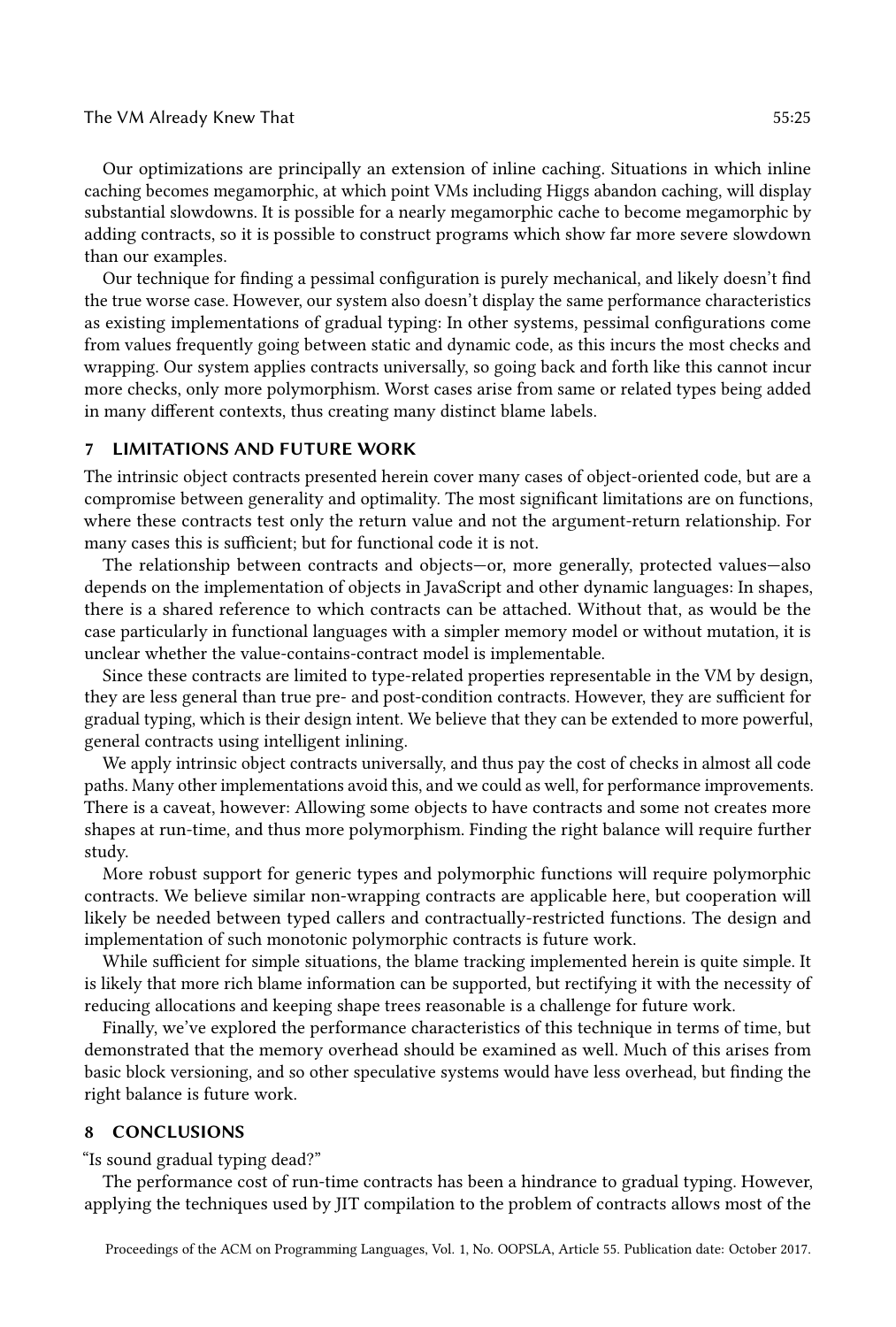Our optimizations are principally an extension of inline caching. Situations in which inline caching becomes megamorphic, at which point VMs including Higgs abandon caching, will display substantial slowdowns. It is possible for a nearly megamorphic cache to become megamorphic by adding contracts, so it is possible to construct programs which show far more severe slowdown than our examples.

Our technique for finding a pessimal configuration is purely mechanical, and likely doesn't find the true worse case. However, our system also doesn't display the same performance characteristics as existing implementations of gradual typing: In other systems, pessimal configurations come from values frequently going between static and dynamic code, as this incurs the most checks and wrapping. Our system applies contracts universally, so going back and forth like this cannot incur more checks, only more polymorphism. Worst cases arise from same or related types being added in many different contexts, thus creating many distinct blame labels.

## 7 LIMITATIONS AND FUTURE WORK

The intrinsic object contracts presented herein cover many cases of object-oriented code, but are a compromise between generality and optimality. The most significant limitations are on functions, where these contracts test only the return value and not the argument-return relationship. For many cases this is sufficient; but for functional code it is not.

The relationship between contracts and objects—or, more generally, protected values—also depends on the implementation of objects in JavaScript and other dynamic languages: In shapes, there is a shared reference to which contracts can be attached. Without that, as would be the case particularly in functional languages with a simpler memory model or without mutation, it is unclear whether the value-contains-contract model is implementable.

Since these contracts are limited to type-related properties representable in the VM by design, they are less general than true pre- and post-condition contracts. However, they are sufficient for gradual typing, which is their design intent. We believe that they can be extended to more powerful, general contracts using intelligent inlining.

We apply intrinsic object contracts universally, and thus pay the cost of checks in almost all code paths. Many other implementations avoid this, and we could as well, for performance improvements. There is a caveat, however: Allowing some objects to have contracts and some not creates more shapes at run-time, and thus more polymorphism. Finding the right balance will require further study.

More robust support for generic types and polymorphic functions will require polymorphic contracts. We believe similar non-wrapping contracts are applicable here, but cooperation will likely be needed between typed callers and contractually-restricted functions. The design and implementation of such monotonic polymorphic contracts is future work.

While sufficient for simple situations, the blame tracking implemented herein is quite simple. It is likely that more rich blame information can be supported, but rectifying it with the necessity of reducing allocations and keeping shape trees reasonable is a challenge for future work.

Finally, we've explored the performance characteristics of this technique in terms of time, but demonstrated that the memory overhead should be examined as well. Much of this arises from basic block versioning, and so other speculative systems would have less overhead, but finding the right balance is future work.

## 8 CONCLUSIONS

"Is sound gradual typing dead?"

The performance cost of run-time contracts has been a hindrance to gradual typing. However, applying the techniques used by JIT compilation to the problem of contracts allows most of the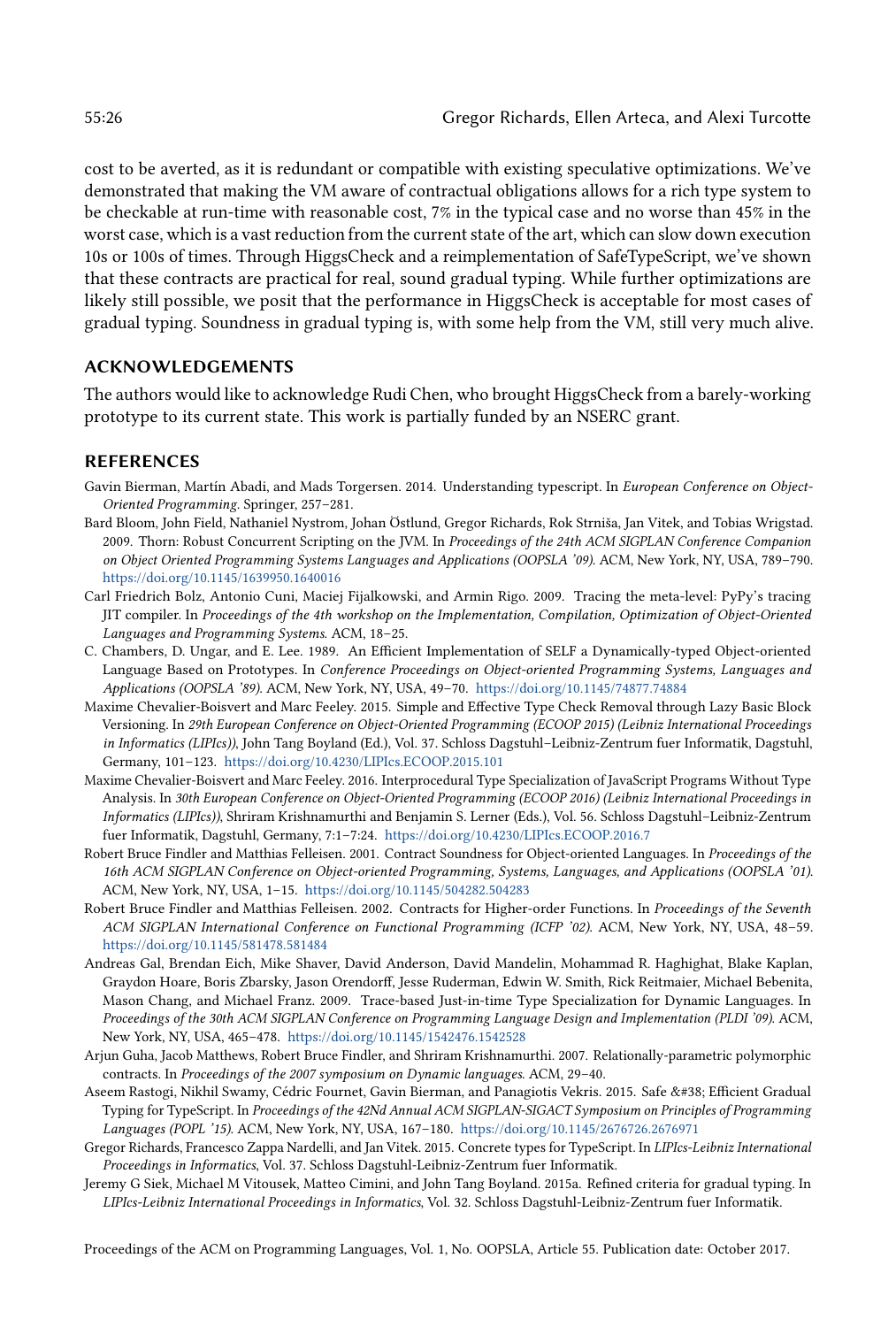cost to be averted, as it is redundant or compatible with existing speculative optimizations. We've demonstrated that making the VM aware of contractual obligations allows for a rich type system to be checkable at run-time with reasonable cost, 7% in the typical case and no worse than 45% in the worst case, which is a vast reduction from the current state of the art, which can slow down execution 10s or 100s of times. Through HiggsCheck and a reimplementation of SafeTypeScript, we've shown that these contracts are practical for real, sound gradual typing. While further optimizations are likely still possible, we posit that the performance in HiggsCheck is acceptable for most cases of gradual typing. Soundness in gradual typing is, with some help from the VM, still very much alive.

## ACKNOWLEDGEMENTS

The authors would like to acknowledge Rudi Chen, who brought HiggsCheck from a barely-working prototype to its current state. This work is partially funded by an NSERC grant.

## REFERENCES

Gavin Bierman, Martín Abadi, and Mads Torgersen. 2014. Understanding typescript. In *European Conference on Object-Oriented Programming*. Springer, 257–281.

Bard Bloom, John Field, Nathaniel Nystrom, Johan Östlund, Gregor Richards, Rok Strniša, Jan Vitek, and Tobias Wrigstad. 2009. Thorn: Robust Concurrent Scripting on the JVM. In *Proceedings of the 24th ACM SIGPLAN Conference Companion on Object Oriented Programming Systems Languages and Applications (OOPSLA '09)*. ACM, New York, NY, USA, 789–790. https://doi.org/10.1145/1639950.1640016

Carl Friedrich Bolz, Antonio Cuni, Maciej Fijalkowski, and Armin Rigo. 2009. Tracing the meta-level: PyPy's tracing JIT compiler. In *Proceedings of the 4th workshop on the Implementation, Compilation, Optimization of Object-Oriented Languages and Programming Systems*. ACM, 18–25.

C. Chambers, D. Ungar, and E. Lee. 1989. An Efficient Implementation of SELF a Dynamically-typed Object-oriented Language Based on Prototypes. In *Conference Proceedings on Object-oriented Programming Systems, Languages and Applications (OOPSLA '89)*. ACM, New York, NY, USA, 49–70. https://doi.org/10.1145/74877.74884

Maxime Chevalier-Boisvert and Marc Feeley. 2015. Simple and Effective Type Check Removal through Lazy Basic Block Versioning. In *29th European Conference on Object-Oriented Programming (ECOOP 2015) (Leibniz International Proceedings in Informatics (LIPIcs))*, John Tang Boyland (Ed.), Vol. 37. Schloss Dagstuhl–Leibniz-Zentrum fuer Informatik, Dagstuhl, Germany, 101–123. https://doi.org/10.4230/LIPIcs.ECOOP.2015.101

Maxime Chevalier-Boisvert and Marc Feeley. 2016. Interprocedural Type Specialization of JavaScript Programs Without Type Analysis. In *30th European Conference on Object-Oriented Programming (ECOOP 2016) (Leibniz International Proceedings in Informatics (LIPIcs))*, Shriram Krishnamurthi and Benjamin S. Lerner (Eds.), Vol. 56. Schloss Dagstuhl–Leibniz-Zentrum fuer Informatik, Dagstuhl, Germany, 7:1–7:24. https://doi.org/10.4230/LIPIcs.ECOOP.2016.7

Robert Bruce Findler and Matthias Felleisen. 2001. Contract Soundness for Object-oriented Languages. In *Proceedings of the 16th ACM SIGPLAN Conference on Object-oriented Programming, Systems, Languages, and Applications (OOPSLA '01)*. ACM, New York, NY, USA, 1–15. https://doi.org/10.1145/504282.504283

Robert Bruce Findler and Matthias Felleisen. 2002. Contracts for Higher-order Functions. In *Proceedings of the Seventh ACM SIGPLAN International Conference on Functional Programming (ICFP '02)*. ACM, New York, NY, USA, 48–59. https://doi.org/10.1145/581478.581484

Andreas Gal, Brendan Eich, Mike Shaver, David Anderson, David Mandelin, Mohammad R. Haghighat, Blake Kaplan, Graydon Hoare, Boris Zbarsky, Jason Orendorff, Jesse Ruderman, Edwin W. Smith, Rick Reitmaier, Michael Bebenita, Mason Chang, and Michael Franz. 2009. Trace-based Just-in-time Type Specialization for Dynamic Languages. In *Proceedings of the 30th ACM SIGPLAN Conference on Programming Language Design and Implementation (PLDI '09)*. ACM, New York, NY, USA, 465–478. https://doi.org/10.1145/1542476.1542528

Arjun Guha, Jacob Matthews, Robert Bruce Findler, and Shriram Krishnamurthi. 2007. Relationally-parametric polymorphic contracts. In *Proceedings of the 2007 symposium on Dynamic languages*. ACM, 29–40.

Aseem Rastogi, Nikhil Swamy, Cédric Fournet, Gavin Bierman, and Panagiotis Vekris. 2015. Safe &#38; Efficient Gradual Typing for TypeScript. In *Proceedings of the 42Nd Annual ACM SIGPLAN-SIGACT Symposium on Principles of Programming Languages (POPL '15)*. ACM, New York, NY, USA, 167–180. https://doi.org/10.1145/2676726.2676971

Gregor Richards, Francesco Zappa Nardelli, and Jan Vitek. 2015. Concrete types for TypeScript. In *LIPIcs-Leibniz International Proceedings in Informatics*, Vol. 37. Schloss Dagstuhl-Leibniz-Zentrum fuer Informatik.

Jeremy G Siek, Michael M Vitousek, Matteo Cimini, and John Tang Boyland. 2015a. Refined criteria for gradual typing. In *LIPIcs-Leibniz International Proceedings in Informatics*, Vol. 32. Schloss Dagstuhl-Leibniz-Zentrum fuer Informatik.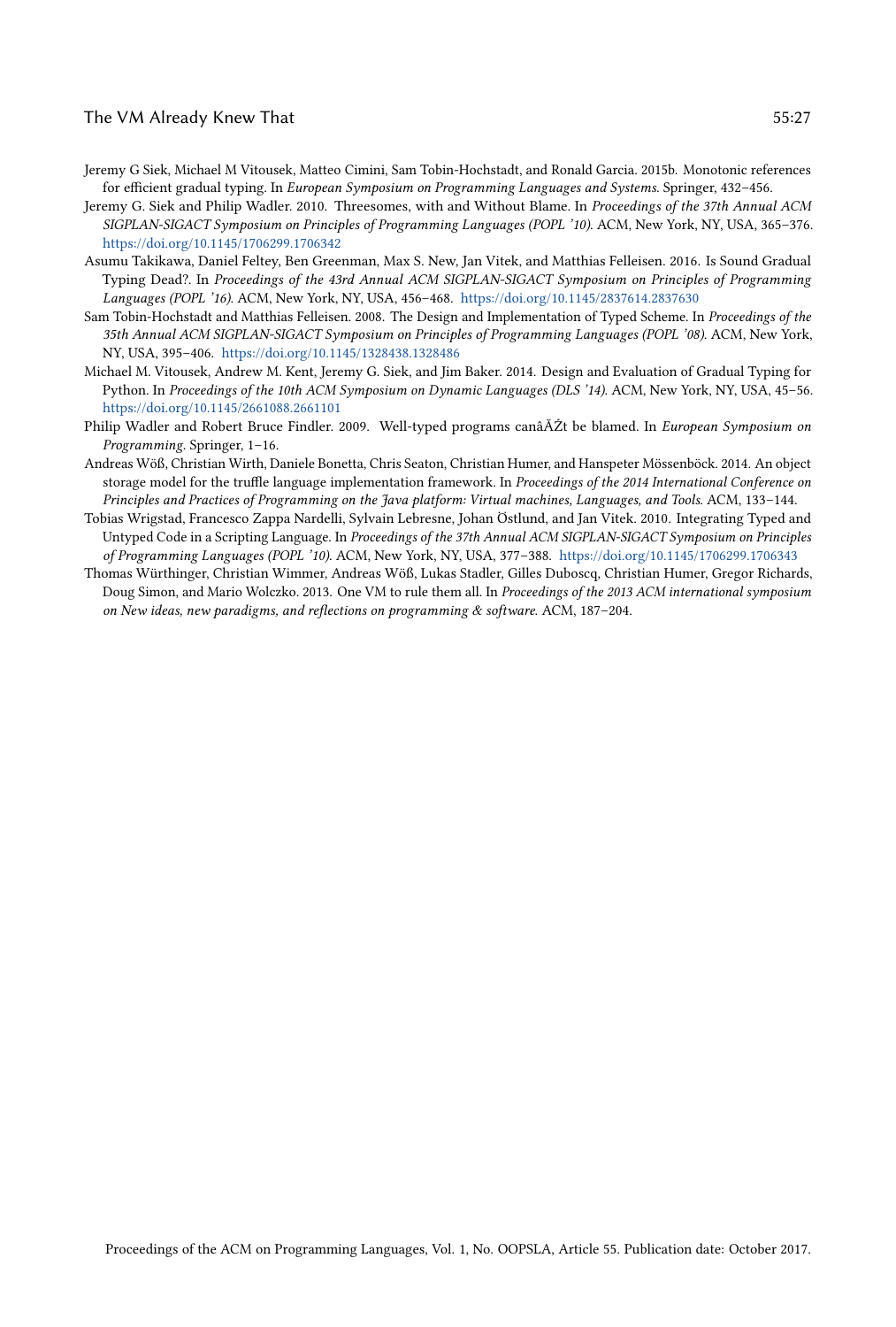Jeremy G Siek, Michael M Vitousek, Matteo Cimini, Sam Tobin-Hochstadt, and Ronald Garcia. 2015b. Monotonic references for efficient gradual typing. In *European Symposium on Programming Languages and Systems*. Springer, 432–456.

Jeremy G. Siek and Philip Wadler. 2010. Threesomes, with and Without Blame. In *Proceedings of the 37th Annual ACM SIGPLAN-SIGACT Symposium on Principles of Programming Languages (POPL '10)*. ACM, New York, NY, USA, 365–376. https://doi.org/10.1145/1706299.1706342

Asumu Takikawa, Daniel Feltey, Ben Greenman, Max S. New, Jan Vitek, and Matthias Felleisen. 2016. Is Sound Gradual Typing Dead?. In *Proceedings of the 43rd Annual ACM SIGPLAN-SIGACT Symposium on Principles of Programming Languages (POPL '16)*. ACM, New York, NY, USA, 456–468. https://doi.org/10.1145/2837614.2837630

Sam Tobin-Hochstadt and Matthias Felleisen. 2008. The Design and Implementation of Typed Scheme. In *Proceedings of the 35th Annual ACM SIGPLAN-SIGACT Symposium on Principles of Programming Languages (POPL '08)*. ACM, New York, NY, USA, 395–406. https://doi.org/10.1145/1328438.1328486

Michael M. Vitousek, Andrew M. Kent, Jeremy G. Siek, and Jim Baker. 2014. Design and Evaluation of Gradual Typing for Python. In *Proceedings of the 10th ACM Symposium on Dynamic Languages (DLS '14)*. ACM, New York, NY, USA, 45–56. https://doi.org/10.1145/2661088.2661101

Philip Wadler and Robert Bruce Findler. 2009. Well-typed programs canâĂŹt be blamed. In *European Symposium on Programming*. Springer, 1–16.

Andreas Wöß, Christian Wirth, Daniele Bonetta, Chris Seaton, Christian Humer, and Hanspeter Mössenböck. 2014. An object storage model for the truffle language implementation framework. In *Proceedings of the 2014 International Conference on Principles and Practices of Programming on the Java platform: Virtual machines, Languages, and Tools*. ACM, 133–144.

Tobias Wrigstad, Francesco Zappa Nardelli, Sylvain Lebresne, Johan Östlund, and Jan Vitek. 2010. Integrating Typed and Untyped Code in a Scripting Language. In *Proceedings of the 37th Annual ACM SIGPLAN-SIGACT Symposium on Principles of Programming Languages (POPL '10)*. ACM, New York, NY, USA, 377–388. https://doi.org/10.1145/1706299.1706343

Thomas Würthinger, Christian Wimmer, Andreas Wöß, Lukas Stadler, Gilles Duboscq, Christian Humer, Gregor Richards, Doug Simon, and Mario Wolczko. 2013. One VM to rule them all. In *Proceedings of the 2013 ACM international symposium on New ideas, new paradigms, and reflections on programming & software*. ACM, 187–204.